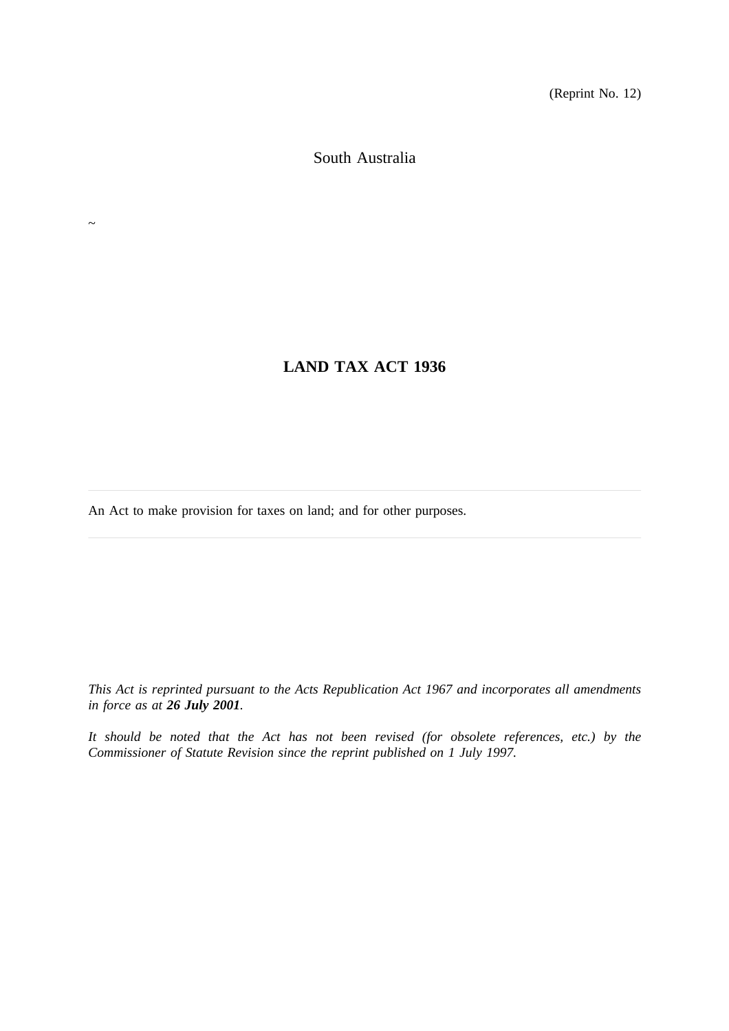(Reprint No. 12)

South Australia

~

# LAND TAX ACT 1936

An Act to make provision for taxes on land; and for other purposes.

*This Act is reprinted pursuant to the Acts Republication Act 1967 and incorporates all amendments in force as at **26 July 2001**.*

*It should be noted that the Act has not been revised (for obsolete references, etc.) by the Commissioner of Statute Revision since the reprint published on 1 July 1997.*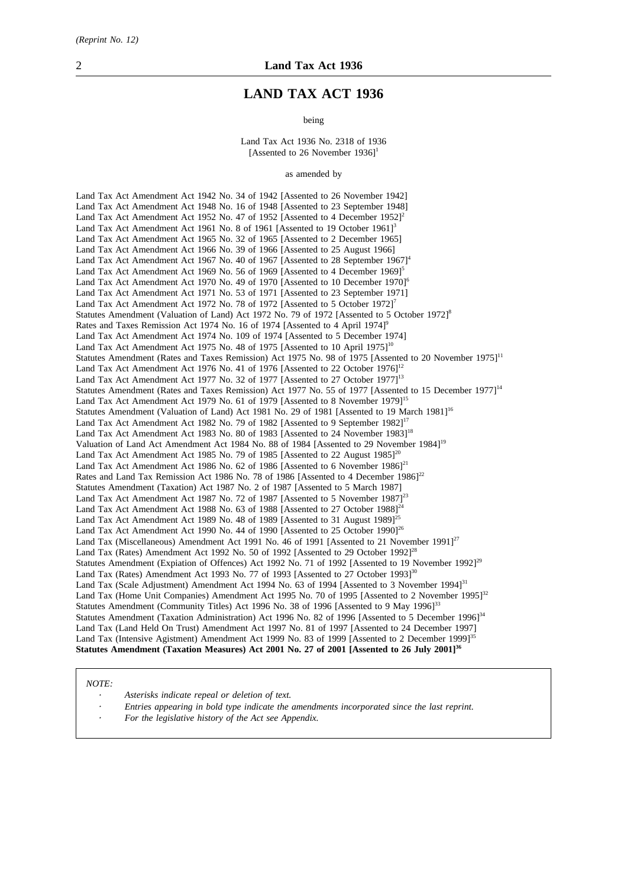# LAND TAX ACT 1936

being

Land Tax Act 1936 No. 2318 of 1936
[Assented to 26 November 1936][1]

as amended by

Land Tax Act Amendment Act 1942 No. 34 of 1942 [Assented to 26 November 1942]
Land Tax Act Amendment Act 1948 No. 16 of 1948 [Assented to 23 September 1948]
Land Tax Act Amendment Act 1952 No. 47 of 1952 [Assented to 4 December 1952][2]
Land Tax Act Amendment Act 1961 No. 8 of 1961 [Assented to 19 October 1961][3]
Land Tax Act Amendment Act 1965 No. 32 of 1965 [Assented to 2 December 1965]
Land Tax Act Amendment Act 1966 No. 39 of 1966 [Assented to 25 August 1966]
Land Tax Act Amendment Act 1967 No. 40 of 1967 [Assented to 28 September 1967][4]
Land Tax Act Amendment Act 1969 No. 56 of 1969 [Assented to 4 December 1969][5]
Land Tax Act Amendment Act 1970 No. 49 of 1970 [Assented to 10 December 1970][6]
Land Tax Act Amendment Act 1971 No. 53 of 1971 [Assented to 23 September 1971]
Land Tax Act Amendment Act 1972 No. 78 of 1972 [Assented to 5 October 1972][7]
Statutes Amendment (Valuation of Land) Act 1972 No. 79 of 1972 [Assented to 5 October 1972][8]
Rates and Taxes Remission Act 1974 No. 16 of 1974 [Assented to 4 April 1974][9]
Land Tax Act Amendment Act 1974 No. 109 of 1974 [Assented to 5 December 1974]
Land Tax Act Amendment Act 1975 No. 48 of 1975 [Assented to 10 April 1975][10]
Statutes Amendment (Rates and Taxes Remission) Act 1975 No. 98 of 1975 [Assented to 20 November 1975][11]
Land Tax Act Amendment Act 1976 No. 41 of 1976 [Assented to 22 October 1976][12]
Land Tax Act Amendment Act 1977 No. 32 of 1977 [Assented to 27 October 1977][13]
Statutes Amendment (Rates and Taxes Remission) Act 1977 No. 55 of 1977 [Assented to 15 December 1977][14]
Land Tax Act Amendment Act 1979 No. 61 of 1979 [Assented to 8 November 1979][15]
Statutes Amendment (Valuation of Land) Act 1981 No. 29 of 1981 [Assented to 19 March 1981][16]
Land Tax Act Amendment Act 1982 No. 79 of 1982 [Assented to 9 September 1982][17]
Land Tax Act Amendment Act 1983 No. 80 of 1983 [Assented to 24 November 1983][18]
Valuation of Land Act Amendment Act 1984 No. 88 of 1984 [Assented to 29 November 1984][19]
Land Tax Act Amendment Act 1985 No. 79 of 1985 [Assented to 22 August 1985][20]
Land Tax Act Amendment Act 1986 No. 62 of 1986 [Assented to 6 November 1986][21]
Rates and Land Tax Remission Act 1986 No. 78 of 1986 [Assented to 4 December 1986][22]
Statutes Amendment (Taxation) Act 1987 No. 2 of 1987 [Assented to 5 March 1987]
Land Tax Act Amendment Act 1987 No. 72 of 1987 [Assented to 5 November 1987][23]
Land Tax Act Amendment Act 1988 No. 63 of 1988 [Assented to 27 October 1988][24]
Land Tax Act Amendment Act 1989 No. 48 of 1989 [Assented to 31 August 1989][25]
Land Tax Act Amendment Act 1990 No. 44 of 1990 [Assented to 25 October 1990][26]
Land Tax (Miscellaneous) Amendment Act 1991 No. 46 of 1991 [Assented to 21 November 1991][27]
Land Tax (Rates) Amendment Act 1992 No. 50 of 1992 [Assented to 29 October 1992][28]
Statutes Amendment (Expiation of Offences) Act 1992 No. 71 of 1992 [Assented to 19 November 1992][29]
Land Tax (Rates) Amendment Act 1993 No. 77 of 1993 [Assented to 27 October 1993][30]
Land Tax (Scale Adjustment) Amendment Act 1994 No. 63 of 1994 [Assented to 3 November 1994][31]
Land Tax (Home Unit Companies) Amendment Act 1995 No. 70 of 1995 [Assented to 2 November 1995][32]
Statutes Amendment (Community Titles) Act 1996 No. 38 of 1996 [Assented to 9 May 1996][33]
Statutes Amendment (Taxation Administration) Act 1996 No. 82 of 1996 [Assented to 5 December 1996][34]
Land Tax (Land Held On Trust) Amendment Act 1997 No. 81 of 1997 [Assented to 24 December 1997]
Land Tax (Intensive Agistment) Amendment Act 1999 No. 83 of 1999 [Assented to 2 December 1999][35]
**Statutes Amendment (Taxation Measures) Act 2001 No. 27 of 2001 [Assented to 26 July 2001][36]**

*NOTE:*

- *Asterisks indicate repeal or deletion of text.*
- *Entries appearing in bold type indicate the amendments incorporated since the last reprint.*
- *For the legislative history of the Act see Appendix.*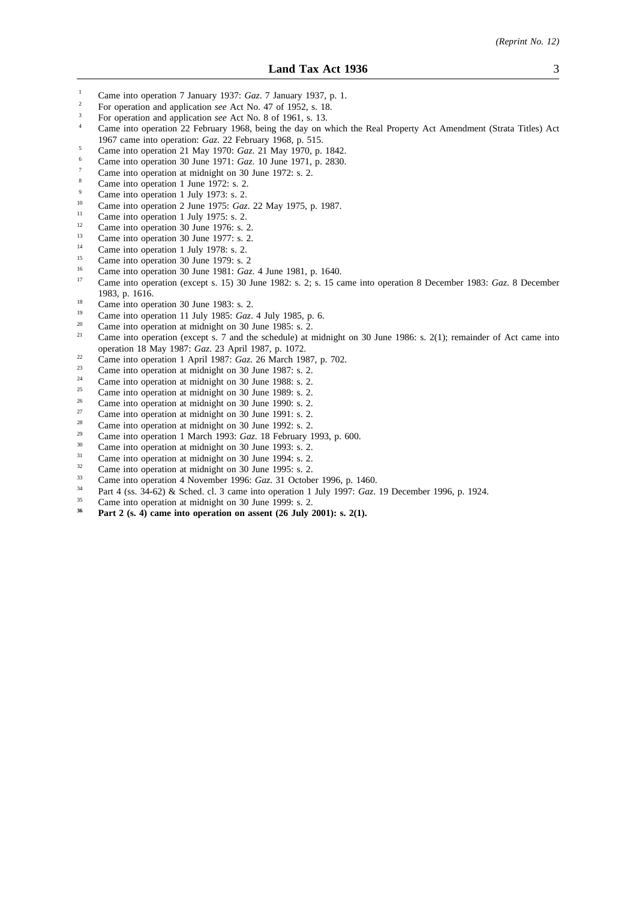[1] Came into operation 7 January 1937: *Gaz*. 7 January 1937, p. 1.

[2] For operation and application *see* Act No. 47 of 1952, s. 18.

[3] For operation and application *see* Act No. 8 of 1961, s. 13.

[4] Came into operation 22 February 1968, being the day on which the Real Property Act Amendment (Strata Titles) Act 1967 came into operation: *Gaz*. 22 February 1968, p. 515.

[5] Came into operation 21 May 1970: *Gaz*. 21 May 1970, p. 1842.

[6] Came into operation 30 June 1971: *Gaz*. 10 June 1971, p. 2830.

[7] Came into operation at midnight on 30 June 1972: s. 2.

[8] Came into operation 1 June 1972: s. 2.

[9] Came into operation 1 July 1973: s. 2.

[10] Came into operation 2 June 1975: *Gaz*. 22 May 1975, p. 1987.

[11] Came into operation 1 July 1975: s. 2.

[12] Came into operation 30 June 1976: s. 2.

[13] Came into operation 30 June 1977: s. 2.

[14] Came into operation 1 July 1978: s. 2.

[15] Came into operation 30 June 1979: s. 2

[16] Came into operation 30 June 1981: *Gaz*. 4 June 1981, p. 1640.

[17] Came into operation (except s. 15) 30 June 1982: s. 2; s. 15 came into operation 8 December 1983: *Gaz*. 8 December 1983, p. 1616.

[18] Came into operation 30 June 1983: s. 2.

[19] Came into operation 11 July 1985: *Gaz*. 4 July 1985, p. 6.

[20] Came into operation at midnight on 30 June 1985: s. 2.

[21] Came into operation (except s. 7 and the schedule) at midnight on 30 June 1986: s. 2(1); remainder of Act came into operation 18 May 1987: *Gaz*. 23 April 1987, p. 1072.

[22] Came into operation 1 April 1987: *Gaz*. 26 March 1987, p. 702.

[23] Came into operation at midnight on 30 June 1987: s. 2.

[24] Came into operation at midnight on 30 June 1988: s. 2.

[25] Came into operation at midnight on 30 June 1989: s. 2.

[26] Came into operation at midnight on 30 June 1990: s. 2.

[27] Came into operation at midnight on 30 June 1991: s. 2.

[28] Came into operation at midnight on 30 June 1992: s. 2.

[29] Came into operation 1 March 1993: *Gaz*. 18 February 1993, p. 600.

[30] Came into operation at midnight on 30 June 1993: s. 2.

[31] Came into operation at midnight on 30 June 1994: s. 2.

[32] Came into operation at midnight on 30 June 1995: s. 2.

[33] Came into operation 4 November 1996: *Gaz*. 31 October 1996, p. 1460.

[34] Part 4 (ss. 34-62) & Sched. cl. 3 came into operation 1 July 1997: *Gaz*. 19 December 1996, p. 1924.

[35] Came into operation at midnight on 30 June 1999: s. 2.

**[36] Part 2 (s. 4) came into operation on assent (26 July 2001): s. 2(1).**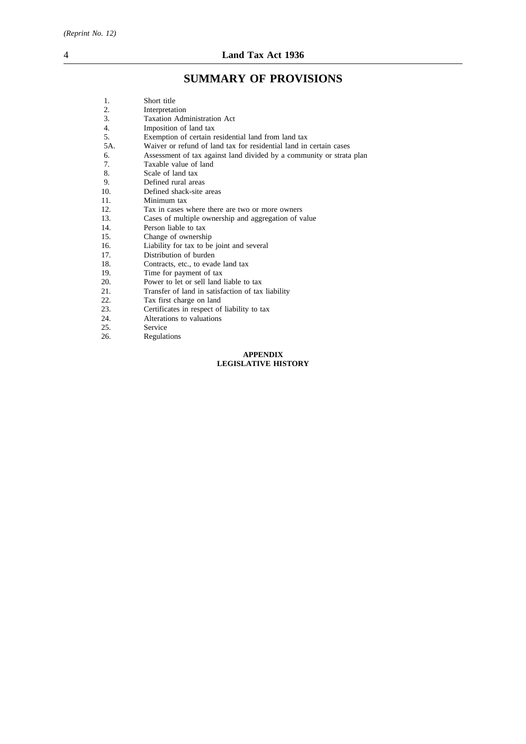# SUMMARY OF PROVISIONS

1. Short title
2. Interpretation
3. Taxation Administration Act
4. Imposition of land tax
5. Exemption of certain residential land from land tax
5A. Waiver or refund of land tax for residential land in certain cases
6. Assessment of tax against land divided by a community or strata plan
7. Taxable value of land
8. Scale of land tax
9. Defined rural areas
10. Defined shack-site areas
11. Minimum tax
12. Tax in cases where there are two or more owners
13. Cases of multiple ownership and aggregation of value
14. Person liable to tax
15. Change of ownership
16. Liability for tax to be joint and several
17. Distribution of burden
18. Contracts, etc., to evade land tax
19. Time for payment of tax
20. Power to let or sell land liable to tax
21. Transfer of land in satisfaction of tax liability
22. Tax first charge on land
23. Certificates in respect of liability to tax
24. Alterations to valuations
25. Service
26. Regulations

**APPENDIX**
**LEGISLATIVE HISTORY**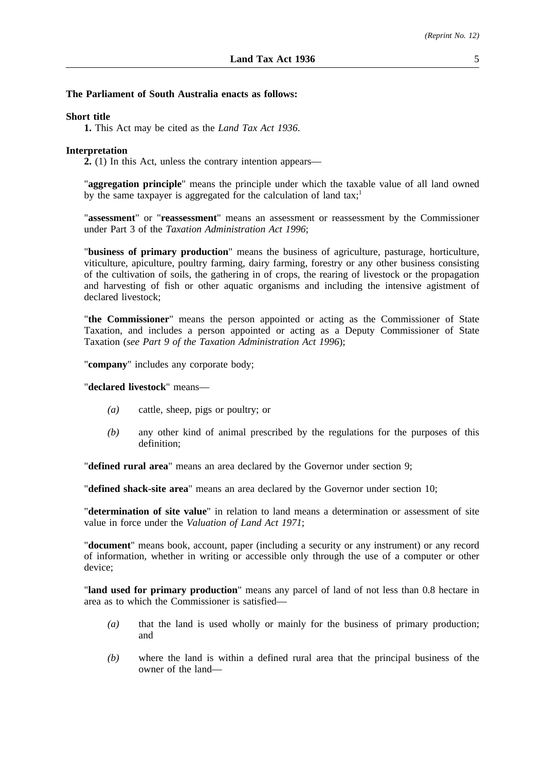**The Parliament of South Australia enacts as follows:**

**Short title**

**1.** This Act may be cited as the *Land Tax Act 1936*.

**Interpretation**

**2.** (1) In this Act, unless the contrary intention appears—

"**aggregation principle**" means the principle under which the taxable value of all land owned by the same taxpayer is aggregated for the calculation of land tax;[1]

"**assessment**" or "**reassessment**" means an assessment or reassessment by the Commissioner under Part 3 of the *Taxation Administration Act 1996*;

"**business of primary production**" means the business of agriculture, pasturage, horticulture, viticulture, apiculture, poultry farming, dairy farming, forestry or any other business consisting of the cultivation of soils, the gathering in of crops, the rearing of livestock or the propagation and harvesting of fish or other aquatic organisms and including the intensive agistment of declared livestock;

"**the Commissioner**" means the person appointed or acting as the Commissioner of State Taxation, and includes a person appointed or acting as a Deputy Commissioner of State Taxation (*see Part 9 of the Taxation Administration Act 1996*);

"**company**" includes any corporate body;

"**declared livestock**" means—

*(a)* cattle, sheep, pigs or poultry; or

*(b)* any other kind of animal prescribed by the regulations for the purposes of this definition;

"**defined rural area**" means an area declared by the Governor under section 9;

"**defined shack-site area**" means an area declared by the Governor under section 10;

"**determination of site value**" in relation to land means a determination or assessment of site value in force under the *Valuation of Land Act 1971*;

"**document**" means book, account, paper (including a security or any instrument) or any record of information, whether in writing or accessible only through the use of a computer or other device;

"**land used for primary production**" means any parcel of land of not less than 0.8 hectare in area as to which the Commissioner is satisfied—

*(a)* that the land is used wholly or mainly for the business of primary production; and

*(b)* where the land is within a defined rural area that the principal business of the owner of the land—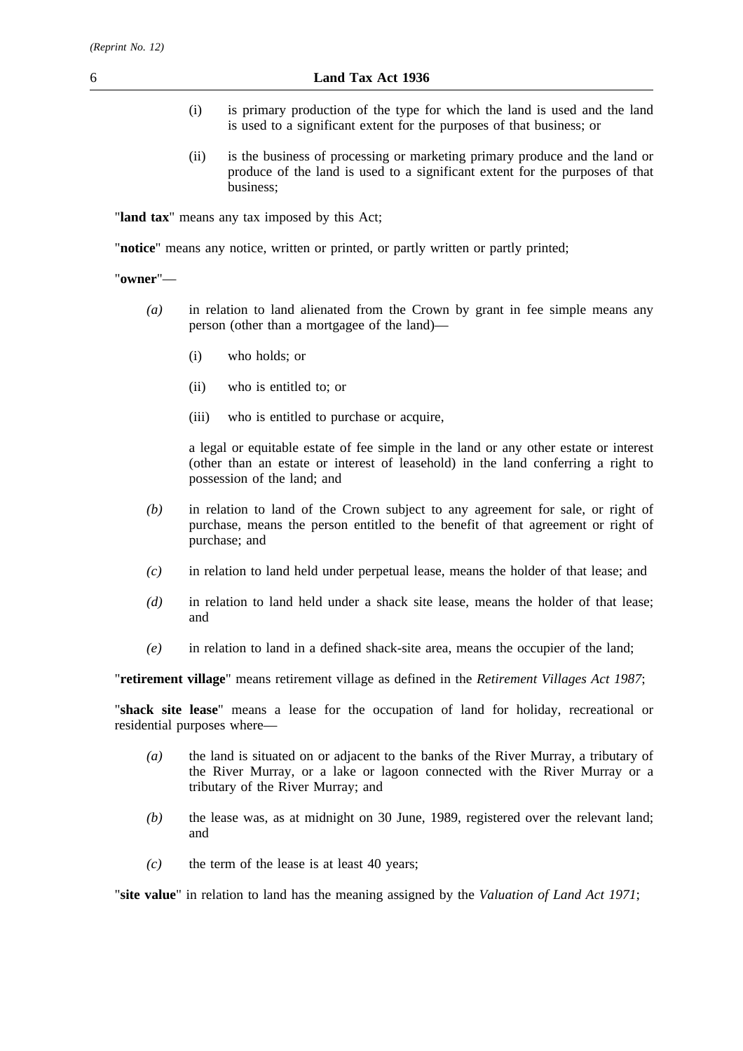(i) is primary production of the type for which the land is used and the land is used to a significant extent for the purposes of that business; or

(ii) is the business of processing or marketing primary produce and the land or produce of the land is used to a significant extent for the purposes of that business;

"**land tax**" means any tax imposed by this Act;

"**notice**" means any notice, written or printed, or partly written or partly printed;

"**owner**"—

*(a)* in relation to land alienated from the Crown by grant in fee simple means any person (other than a mortgagee of the land)—

(i) who holds; or

(ii) who is entitled to; or

(iii) who is entitled to purchase or acquire,

a legal or equitable estate of fee simple in the land or any other estate or interest (other than an estate or interest of leasehold) in the land conferring a right to possession of the land; and

*(b)* in relation to land of the Crown subject to any agreement for sale, or right of purchase, means the person entitled to the benefit of that agreement or right of purchase; and

*(c)* in relation to land held under perpetual lease, means the holder of that lease; and

*(d)* in relation to land held under a shack site lease, means the holder of that lease; and

*(e)* in relation to land in a defined shack-site area, means the occupier of the land;

"**retirement village**" means retirement village as defined in the *Retirement Villages Act 1987*;

"**shack site lease**" means a lease for the occupation of land for holiday, recreational or residential purposes where—

*(a)* the land is situated on or adjacent to the banks of the River Murray, a tributary of the River Murray, or a lake or lagoon connected with the River Murray or a tributary of the River Murray; and

*(b)* the lease was, as at midnight on 30 June, 1989, registered over the relevant land; and

*(c)* the term of the lease is at least 40 years;

"**site value**" in relation to land has the meaning assigned by the *Valuation of Land Act 1971*;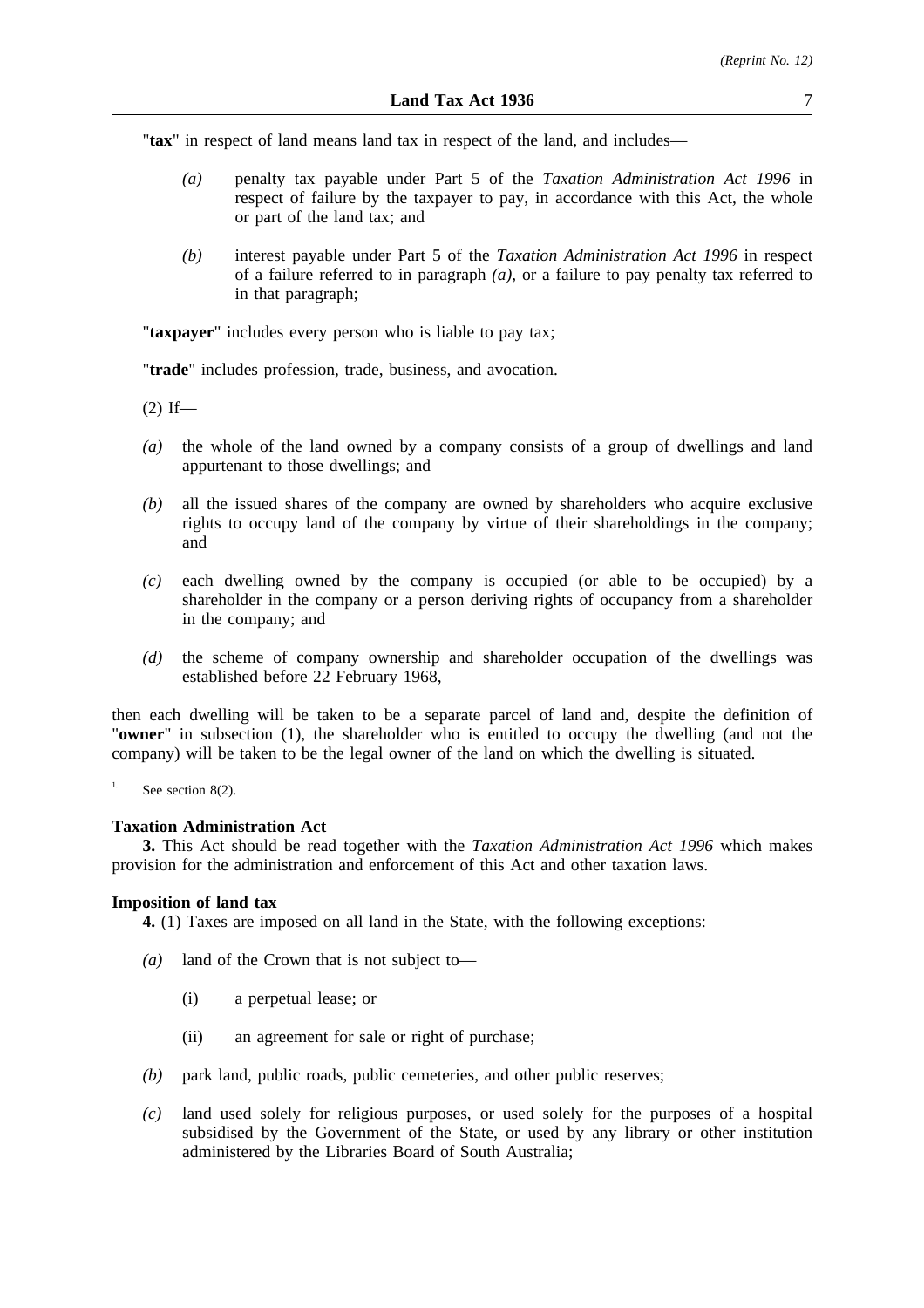"**tax**" in respect of land means land tax in respect of the land, and includes—

*(a)* penalty tax payable under Part 5 of the *Taxation Administration Act 1996* in respect of failure by the taxpayer to pay, in accordance with this Act, the whole or part of the land tax; and

*(b)* interest payable under Part 5 of the *Taxation Administration Act 1996* in respect of a failure referred to in paragraph *(a)*, or a failure to pay penalty tax referred to in that paragraph;

"**taxpayer**" includes every person who is liable to pay tax;

"**trade**" includes profession, trade, business, and avocation.

(2) If—

*(a)* the whole of the land owned by a company consists of a group of dwellings and land appurtenant to those dwellings; and

*(b)* all the issued shares of the company are owned by shareholders who acquire exclusive rights to occupy land of the company by virtue of their shareholdings in the company; and

*(c)* each dwelling owned by the company is occupied (or able to be occupied) by a shareholder in the company or a person deriving rights of occupancy from a shareholder in the company; and

*(d)* the scheme of company ownership and shareholder occupation of the dwellings was established before 22 February 1968,

then each dwelling will be taken to be a separate parcel of land and, despite the definition of "**owner**" in subsection (1), the shareholder who is entitled to occupy the dwelling (and not the company) will be taken to be the legal owner of the land on which the dwelling is situated.

[1.] See section 8(2).

**Taxation Administration Act**

**3.** This Act should be read together with the *Taxation Administration Act 1996* which makes provision for the administration and enforcement of this Act and other taxation laws.

**Imposition of land tax**

**4.** (1) Taxes are imposed on all land in the State, with the following exceptions:

*(a)* land of the Crown that is not subject to—

(i) a perpetual lease; or

(ii) an agreement for sale or right of purchase;

*(b)* park land, public roads, public cemeteries, and other public reserves;

*(c)* land used solely for religious purposes, or used solely for the purposes of a hospital subsidised by the Government of the State, or used by any library or other institution administered by the Libraries Board of South Australia;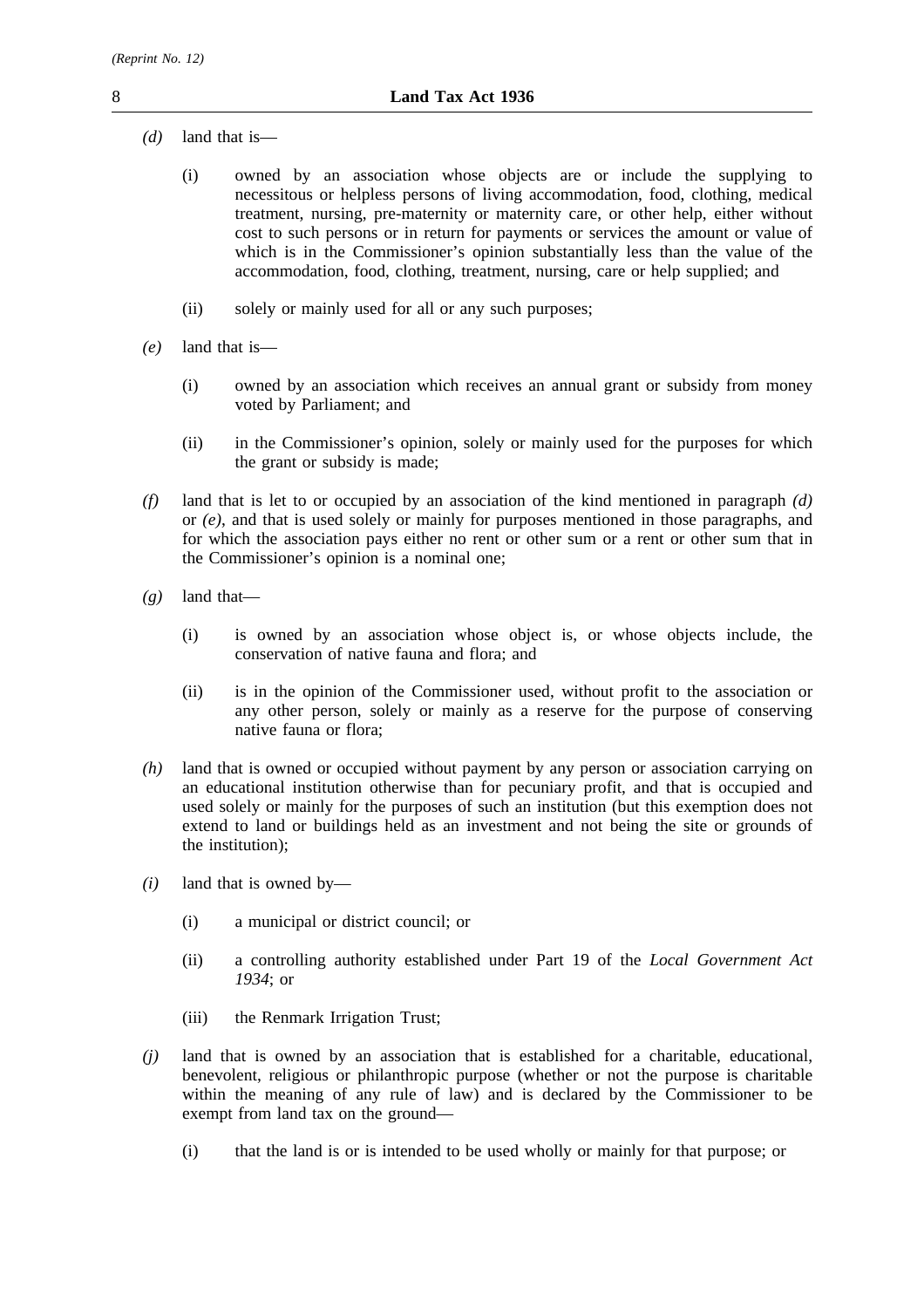*(d)* land that is—

(i) owned by an association whose objects are or include the supplying to necessitous or helpless persons of living accommodation, food, clothing, medical treatment, nursing, pre-maternity or maternity care, or other help, either without cost to such persons or in return for payments or services the amount or value of which is in the Commissioner's opinion substantially less than the value of the accommodation, food, clothing, treatment, nursing, care or help supplied; and

(ii) solely or mainly used for all or any such purposes;

*(e)* land that is—

(i) owned by an association which receives an annual grant or subsidy from money voted by Parliament; and

(ii) in the Commissioner's opinion, solely or mainly used for the purposes for which the grant or subsidy is made;

*(f)* land that is let to or occupied by an association of the kind mentioned in paragraph *(d)* or *(e)*, and that is used solely or mainly for purposes mentioned in those paragraphs, and for which the association pays either no rent or other sum or a rent or other sum that in the Commissioner's opinion is a nominal one;

*(g)* land that—

(i) is owned by an association whose object is, or whose objects include, the conservation of native fauna and flora; and

(ii) is in the opinion of the Commissioner used, without profit to the association or any other person, solely or mainly as a reserve for the purpose of conserving native fauna or flora;

*(h)* land that is owned or occupied without payment by any person or association carrying on an educational institution otherwise than for pecuniary profit, and that is occupied and used solely or mainly for the purposes of such an institution (but this exemption does not extend to land or buildings held as an investment and not being the site or grounds of the institution);

*(i)* land that is owned by—

(i) a municipal or district council; or

(ii) a controlling authority established under Part 19 of the *Local Government Act 1934*; or

(iii) the Renmark Irrigation Trust;

*(j)* land that is owned by an association that is established for a charitable, educational, benevolent, religious or philanthropic purpose (whether or not the purpose is charitable within the meaning of any rule of law) and is declared by the Commissioner to be exempt from land tax on the ground—

(i) that the land is or is intended to be used wholly or mainly for that purpose; or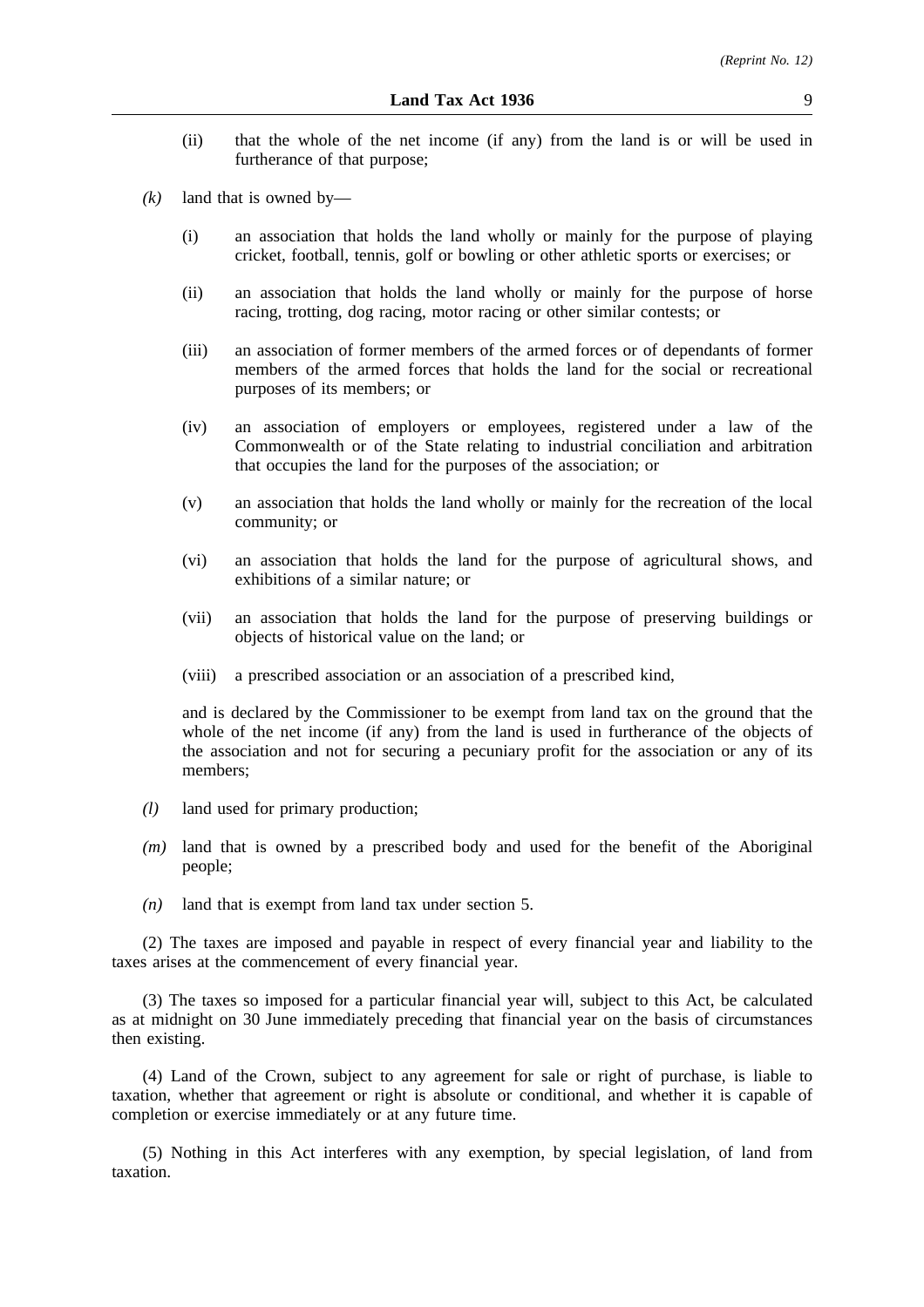(ii) that the whole of the net income (if any) from the land is or will be used in furtherance of that purpose;

*(k)* land that is owned by—

(i) an association that holds the land wholly or mainly for the purpose of playing cricket, football, tennis, golf or bowling or other athletic sports or exercises; or

(ii) an association that holds the land wholly or mainly for the purpose of horse racing, trotting, dog racing, motor racing or other similar contests; or

(iii) an association of former members of the armed forces or of dependants of former members of the armed forces that holds the land for the social or recreational purposes of its members; or

(iv) an association of employers or employees, registered under a law of the Commonwealth or of the State relating to industrial conciliation and arbitration that occupies the land for the purposes of the association; or

(v) an association that holds the land wholly or mainly for the recreation of the local community; or

(vi) an association that holds the land for the purpose of agricultural shows, and exhibitions of a similar nature; or

(vii) an association that holds the land for the purpose of preserving buildings or objects of historical value on the land; or

(viii) a prescribed association or an association of a prescribed kind,

and is declared by the Commissioner to be exempt from land tax on the ground that the whole of the net income (if any) from the land is used in furtherance of the objects of the association and not for securing a pecuniary profit for the association or any of its members;

*(l)* land used for primary production;

*(m)* land that is owned by a prescribed body and used for the benefit of the Aboriginal people;

*(n)* land that is exempt from land tax under section 5.

(2) The taxes are imposed and payable in respect of every financial year and liability to the taxes arises at the commencement of every financial year.

(3) The taxes so imposed for a particular financial year will, subject to this Act, be calculated as at midnight on 30 June immediately preceding that financial year on the basis of circumstances then existing.

(4) Land of the Crown, subject to any agreement for sale or right of purchase, is liable to taxation, whether that agreement or right is absolute or conditional, and whether it is capable of completion or exercise immediately or at any future time.

(5) Nothing in this Act interferes with any exemption, by special legislation, of land from taxation.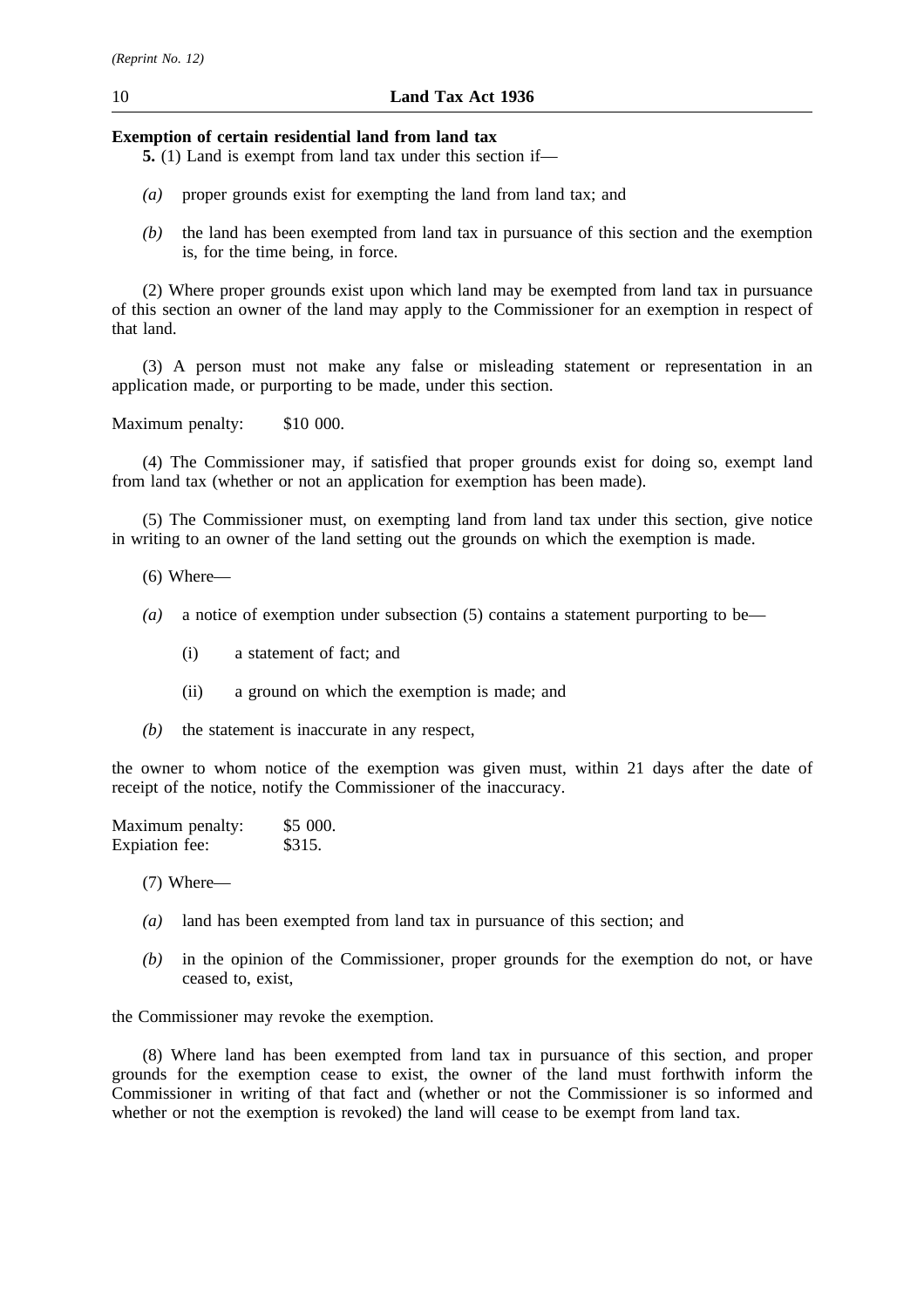**Exemption of certain residential land from land tax**

**5.** (1) Land is exempt from land tax under this section if—

*(a)* proper grounds exist for exempting the land from land tax; and

*(b)* the land has been exempted from land tax in pursuance of this section and the exemption is, for the time being, in force.

(2) Where proper grounds exist upon which land may be exempted from land tax in pursuance of this section an owner of the land may apply to the Commissioner for an exemption in respect of that land.

(3) A person must not make any false or misleading statement or representation in an application made, or purporting to be made, under this section.

Maximum penalty: $10 000.

(4) The Commissioner may, if satisfied that proper grounds exist for doing so, exempt land from land tax (whether or not an application for exemption has been made).

(5) The Commissioner must, on exempting land from land tax under this section, give notice in writing to an owner of the land setting out the grounds on which the exemption is made.

(6) Where—

*(a)* a notice of exemption under subsection (5) contains a statement purporting to be—

(i) a statement of fact; and

(ii) a ground on which the exemption is made; and

*(b)* the statement is inaccurate in any respect,

the owner to whom notice of the exemption was given must, within 21 days after the date of receipt of the notice, notify the Commissioner of the inaccuracy.

Maximum penalty: $5 000.
Expiation fee: $315.

(7) Where—

*(a)* land has been exempted from land tax in pursuance of this section; and

*(b)* in the opinion of the Commissioner, proper grounds for the exemption do not, or have ceased to, exist,

the Commissioner may revoke the exemption.

(8) Where land has been exempted from land tax in pursuance of this section, and proper grounds for the exemption cease to exist, the owner of the land must forthwith inform the Commissioner in writing of that fact and (whether or not the Commissioner is so informed and whether or not the exemption is revoked) the land will cease to be exempt from land tax.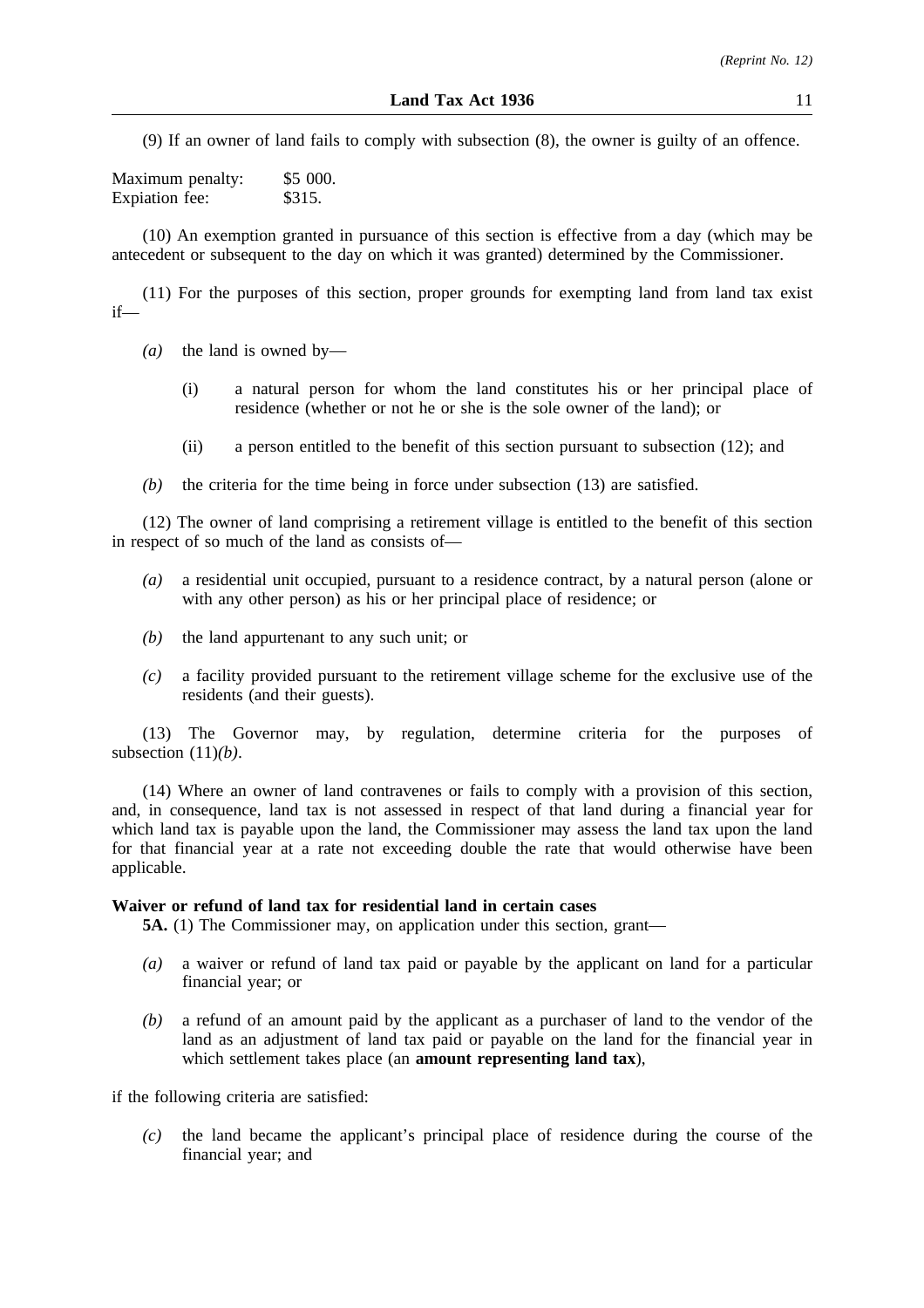(9) If an owner of land fails to comply with subsection (8), the owner is guilty of an offence.

Maximum penalty: $5 000.
Expiation fee: $315.

(10) An exemption granted in pursuance of this section is effective from a day (which may be antecedent or subsequent to the day on which it was granted) determined by the Commissioner.

(11) For the purposes of this section, proper grounds for exempting land from land tax exist if—

*(a)* the land is owned by—

(i) a natural person for whom the land constitutes his or her principal place of residence (whether or not he or she is the sole owner of the land); or

(ii) a person entitled to the benefit of this section pursuant to subsection (12); and

*(b)* the criteria for the time being in force under subsection (13) are satisfied.

(12) The owner of land comprising a retirement village is entitled to the benefit of this section in respect of so much of the land as consists of—

*(a)* a residential unit occupied, pursuant to a residence contract, by a natural person (alone or with any other person) as his or her principal place of residence; or

*(b)* the land appurtenant to any such unit; or

*(c)* a facility provided pursuant to the retirement village scheme for the exclusive use of the residents (and their guests).

(13) The Governor may, by regulation, determine criteria for the purposes of subsection (11)*(b)*.

(14) Where an owner of land contravenes or fails to comply with a provision of this section, and, in consequence, land tax is not assessed in respect of that land during a financial year for which land tax is payable upon the land, the Commissioner may assess the land tax upon the land for that financial year at a rate not exceeding double the rate that would otherwise have been applicable.

**Waiver or refund of land tax for residential land in certain cases**

**5A.** (1) The Commissioner may, on application under this section, grant—

*(a)* a waiver or refund of land tax paid or payable by the applicant on land for a particular financial year; or

*(b)* a refund of an amount paid by the applicant as a purchaser of land to the vendor of the land as an adjustment of land tax paid or payable on the land for the financial year in which settlement takes place (an **amount representing land tax**),

if the following criteria are satisfied:

*(c)* the land became the applicant's principal place of residence during the course of the financial year; and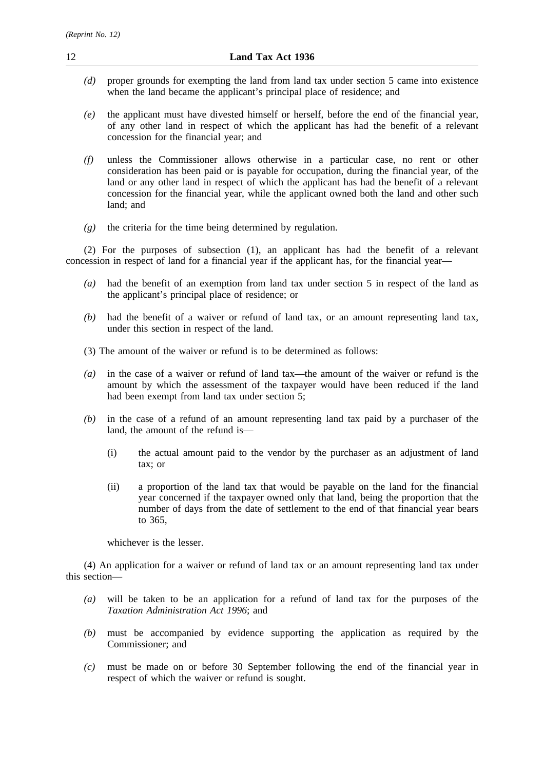*(d)* proper grounds for exempting the land from land tax under section 5 came into existence when the land became the applicant's principal place of residence; and

*(e)* the applicant must have divested himself or herself, before the end of the financial year, of any other land in respect of which the applicant has had the benefit of a relevant concession for the financial year; and

*(f)* unless the Commissioner allows otherwise in a particular case, no rent or other consideration has been paid or is payable for occupation, during the financial year, of the land or any other land in respect of which the applicant has had the benefit of a relevant concession for the financial year, while the applicant owned both the land and other such land; and

*(g)* the criteria for the time being determined by regulation.

(2) For the purposes of subsection (1), an applicant has had the benefit of a relevant concession in respect of land for a financial year if the applicant has, for the financial year—

*(a)* had the benefit of an exemption from land tax under section 5 in respect of the land as the applicant's principal place of residence; or

*(b)* had the benefit of a waiver or refund of land tax, or an amount representing land tax, under this section in respect of the land.

(3) The amount of the waiver or refund is to be determined as follows:

*(a)* in the case of a waiver or refund of land tax—the amount of the waiver or refund is the amount by which the assessment of the taxpayer would have been reduced if the land had been exempt from land tax under section 5;

*(b)* in the case of a refund of an amount representing land tax paid by a purchaser of the land, the amount of the refund is—

(i) the actual amount paid to the vendor by the purchaser as an adjustment of land tax; or

(ii) a proportion of the land tax that would be payable on the land for the financial year concerned if the taxpayer owned only that land, being the proportion that the number of days from the date of settlement to the end of that financial year bears to 365,

whichever is the lesser.

(4) An application for a waiver or refund of land tax or an amount representing land tax under this section—

*(a)* will be taken to be an application for a refund of land tax for the purposes of the *Taxation Administration Act 1996*; and

*(b)* must be accompanied by evidence supporting the application as required by the Commissioner; and

*(c)* must be made on or before 30 September following the end of the financial year in respect of which the waiver or refund is sought.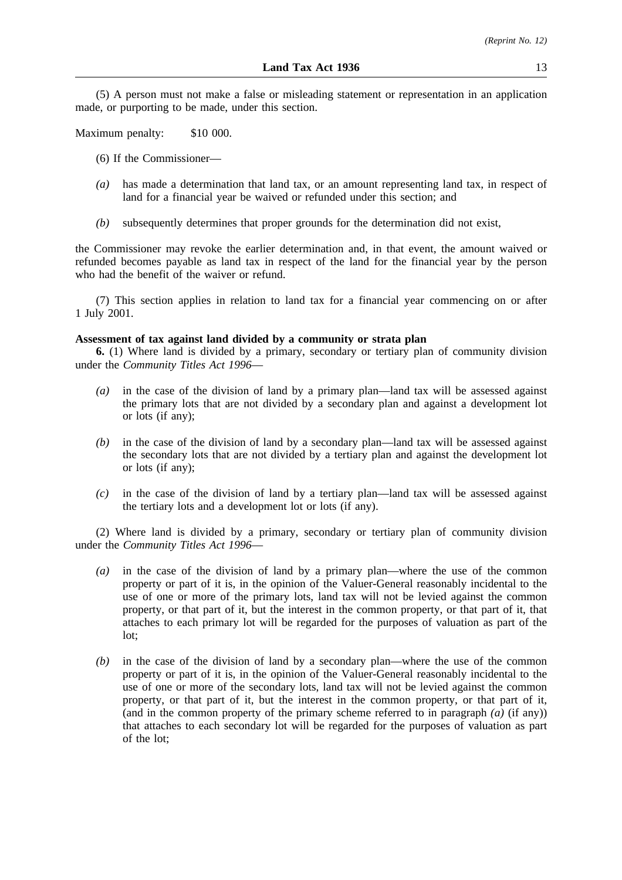(5) A person must not make a false or misleading statement or representation in an application made, or purporting to be made, under this section.

Maximum penalty: $10 000.

(6) If the Commissioner—

*(a)* has made a determination that land tax, or an amount representing land tax, in respect of land for a financial year be waived or refunded under this section; and

*(b)* subsequently determines that proper grounds for the determination did not exist,

the Commissioner may revoke the earlier determination and, in that event, the amount waived or refunded becomes payable as land tax in respect of the land for the financial year by the person who had the benefit of the waiver or refund.

(7) This section applies in relation to land tax for a financial year commencing on or after 1 July 2001.

**Assessment of tax against land divided by a community or strata plan**

**6.** (1) Where land is divided by a primary, secondary or tertiary plan of community division under the *Community Titles Act 1996*—

*(a)* in the case of the division of land by a primary plan—land tax will be assessed against the primary lots that are not divided by a secondary plan and against a development lot or lots (if any);

*(b)* in the case of the division of land by a secondary plan—land tax will be assessed against the secondary lots that are not divided by a tertiary plan and against the development lot or lots (if any);

*(c)* in the case of the division of land by a tertiary plan—land tax will be assessed against the tertiary lots and a development lot or lots (if any).

(2) Where land is divided by a primary, secondary or tertiary plan of community division under the *Community Titles Act 1996*—

*(a)* in the case of the division of land by a primary plan—where the use of the common property or part of it is, in the opinion of the Valuer-General reasonably incidental to the use of one or more of the primary lots, land tax will not be levied against the common property, or that part of it, but the interest in the common property, or that part of it, that attaches to each primary lot will be regarded for the purposes of valuation as part of the lot;

*(b)* in the case of the division of land by a secondary plan—where the use of the common property or part of it is, in the opinion of the Valuer-General reasonably incidental to the use of one or more of the secondary lots, land tax will not be levied against the common property, or that part of it, but the interest in the common property, or that part of it, (and in the common property of the primary scheme referred to in paragraph *(a)* (if any)) that attaches to each secondary lot will be regarded for the purposes of valuation as part of the lot;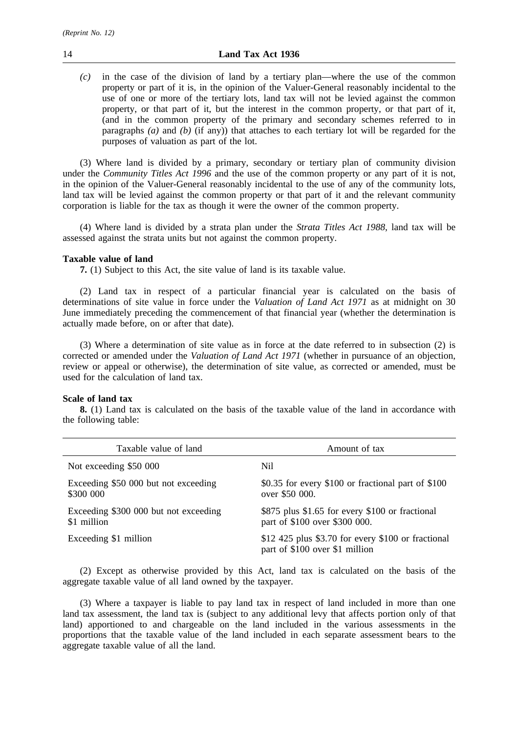*(c)* in the case of the division of land by a tertiary plan—where the use of the common property or part of it is, in the opinion of the Valuer-General reasonably incidental to the use of one or more of the tertiary lots, land tax will not be levied against the common property, or that part of it, but the interest in the common property, or that part of it, (and in the common property of the primary and secondary schemes referred to in paragraphs *(a)* and *(b)* (if any)) that attaches to each tertiary lot will be regarded for the purposes of valuation as part of the lot.

(3) Where land is divided by a primary, secondary or tertiary plan of community division under the *Community Titles Act 1996* and the use of the common property or any part of it is not, in the opinion of the Valuer-General reasonably incidental to the use of any of the community lots, land tax will be levied against the common property or that part of it and the relevant community corporation is liable for the tax as though it were the owner of the common property.

(4) Where land is divided by a strata plan under the *Strata Titles Act 1988*, land tax will be assessed against the strata units but not against the common property.

**Taxable value of land**

**7.** (1) Subject to this Act, the site value of land is its taxable value.

(2) Land tax in respect of a particular financial year is calculated on the basis of determinations of site value in force under the *Valuation of Land Act 1971* as at midnight on 30 June immediately preceding the commencement of that financial year (whether the determination is actually made before, on or after that date).

(3) Where a determination of site value as in force at the date referred to in subsection (2) is corrected or amended under the *Valuation of Land Act 1971* (whether in pursuance of an objection, review or appeal or otherwise), the determination of site value, as corrected or amended, must be used for the calculation of land tax.

**Scale of land tax**

**8.** (1) Land tax is calculated on the basis of the taxable value of the land in accordance with the following table:

| Taxable value of land | Amount of tax |
|---|---|
| Not exceeding $50 000 | Nil |
| Exceeding $50 000 but not exceeding $300 000 | $0.35 for every $100 or fractional part of $100 over $50 000. |
| Exceeding $300 000 but not exceeding $1 million | $875 plus $1.65 for every $100 or fractional part of $100 over $300 000. |
| Exceeding $1 million | $12 425 plus $3.70 for every $100 or fractional part of $100 over $1 million |

(2) Except as otherwise provided by this Act, land tax is calculated on the basis of the aggregate taxable value of all land owned by the taxpayer.

(3) Where a taxpayer is liable to pay land tax in respect of land included in more than one land tax assessment, the land tax is (subject to any additional levy that affects portion only of that land) apportioned to and chargeable on the land included in the various assessments in the proportions that the taxable value of the land included in each separate assessment bears to the aggregate taxable value of all the land.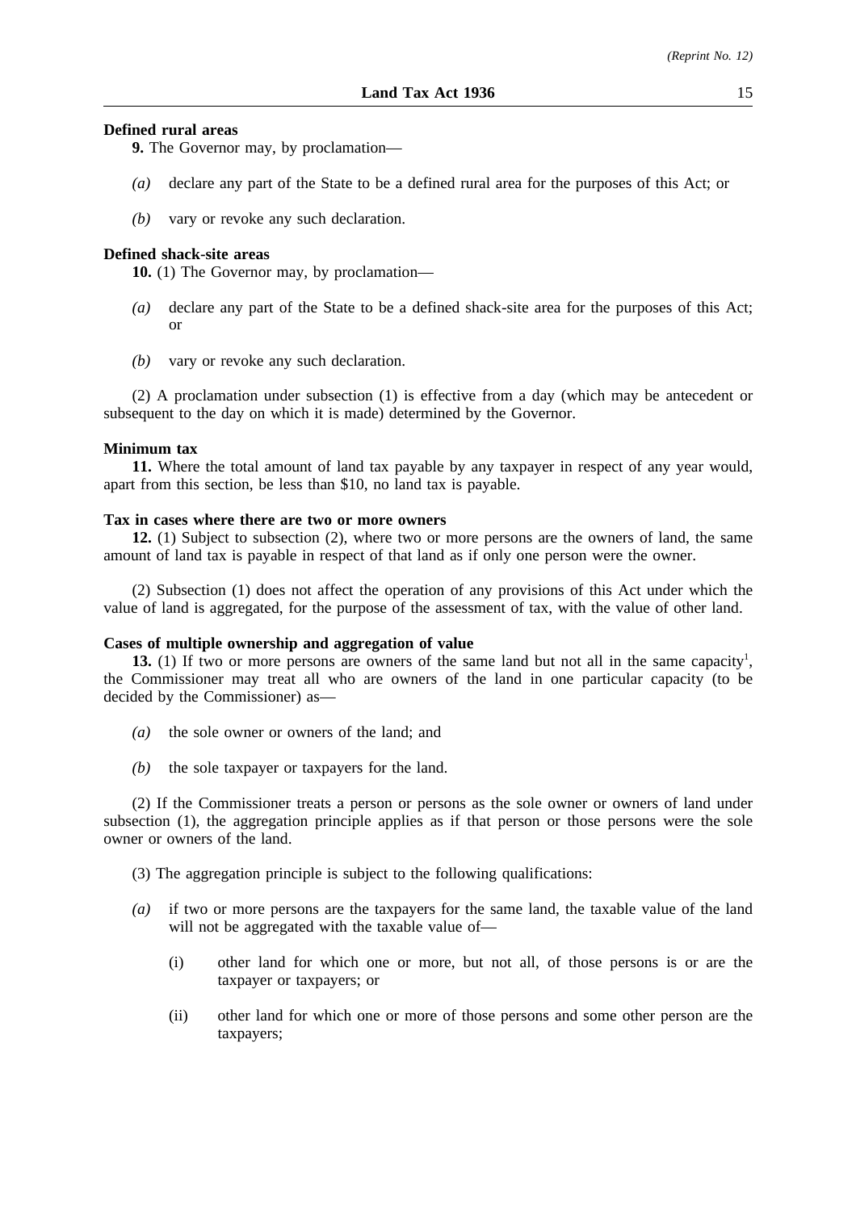**Defined rural areas**

**9.** The Governor may, by proclamation—

*(a)* declare any part of the State to be a defined rural area for the purposes of this Act; or

*(b)* vary or revoke any such declaration.

**Defined shack-site areas**

**10.** (1) The Governor may, by proclamation—

*(a)* declare any part of the State to be a defined shack-site area for the purposes of this Act; or

*(b)* vary or revoke any such declaration.

(2) A proclamation under subsection (1) is effective from a day (which may be antecedent or subsequent to the day on which it is made) determined by the Governor.

**Minimum tax**

**11.** Where the total amount of land tax payable by any taxpayer in respect of any year would, apart from this section, be less than $10, no land tax is payable.

**Tax in cases where there are two or more owners**

**12.** (1) Subject to subsection (2), where two or more persons are the owners of land, the same amount of land tax is payable in respect of that land as if only one person were the owner.

(2) Subsection (1) does not affect the operation of any provisions of this Act under which the value of land is aggregated, for the purpose of the assessment of tax, with the value of other land.

**Cases of multiple ownership and aggregation of value**

**13.** (1) If two or more persons are owners of the same land but not all in the same capacity[1], the Commissioner may treat all who are owners of the land in one particular capacity (to be decided by the Commissioner) as—

*(a)* the sole owner or owners of the land; and

*(b)* the sole taxpayer or taxpayers for the land.

(2) If the Commissioner treats a person or persons as the sole owner or owners of land under subsection (1), the aggregation principle applies as if that person or those persons were the sole owner or owners of the land.

(3) The aggregation principle is subject to the following qualifications:

*(a)* if two or more persons are the taxpayers for the same land, the taxable value of the land will not be aggregated with the taxable value of—

(i) other land for which one or more, but not all, of those persons is or are the taxpayer or taxpayers; or

(ii) other land for which one or more of those persons and some other person are the taxpayers;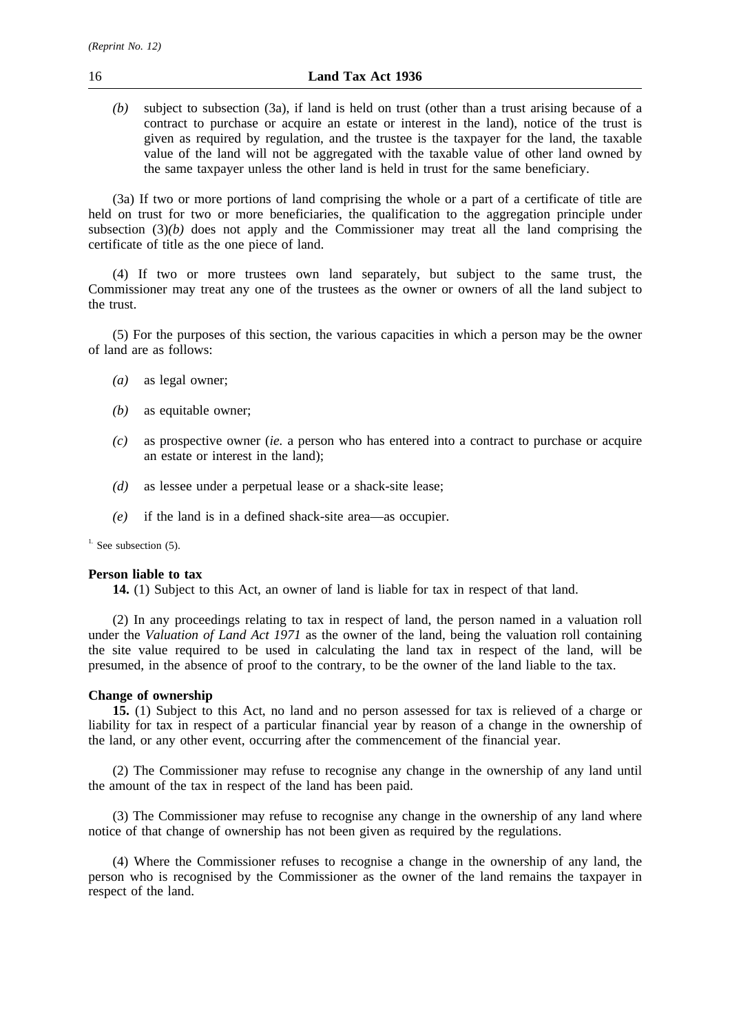*(b)* subject to subsection (3a), if land is held on trust (other than a trust arising because of a contract to purchase or acquire an estate or interest in the land), notice of the trust is given as required by regulation, and the trustee is the taxpayer for the land, the taxable value of the land will not be aggregated with the taxable value of other land owned by the same taxpayer unless the other land is held in trust for the same beneficiary.

(3a) If two or more portions of land comprising the whole or a part of a certificate of title are held on trust for two or more beneficiaries, the qualification to the aggregation principle under subsection (3)*(b)* does not apply and the Commissioner may treat all the land comprising the certificate of title as the one piece of land.

(4) If two or more trustees own land separately, but subject to the same trust, the Commissioner may treat any one of the trustees as the owner or owners of all the land subject to the trust.

(5) For the purposes of this section, the various capacities in which a person may be the owner of land are as follows:

*(a)* as legal owner;

*(b)* as equitable owner;

*(c)* as prospective owner (*ie.* a person who has entered into a contract to purchase or acquire an estate or interest in the land);

*(d)* as lessee under a perpetual lease or a shack-site lease;

*(e)* if the land is in a defined shack-site area—as occupier.

[1.] See subsection (5).

**Person liable to tax**

**14.** (1) Subject to this Act, an owner of land is liable for tax in respect of that land.

(2) In any proceedings relating to tax in respect of land, the person named in a valuation roll under the *Valuation of Land Act 1971* as the owner of the land, being the valuation roll containing the site value required to be used in calculating the land tax in respect of the land, will be presumed, in the absence of proof to the contrary, to be the owner of the land liable to the tax.

**Change of ownership**

**15.** (1) Subject to this Act, no land and no person assessed for tax is relieved of a charge or liability for tax in respect of a particular financial year by reason of a change in the ownership of the land, or any other event, occurring after the commencement of the financial year.

(2) The Commissioner may refuse to recognise any change in the ownership of any land until the amount of the tax in respect of the land has been paid.

(3) The Commissioner may refuse to recognise any change in the ownership of any land where notice of that change of ownership has not been given as required by the regulations.

(4) Where the Commissioner refuses to recognise a change in the ownership of any land, the person who is recognised by the Commissioner as the owner of the land remains the taxpayer in respect of the land.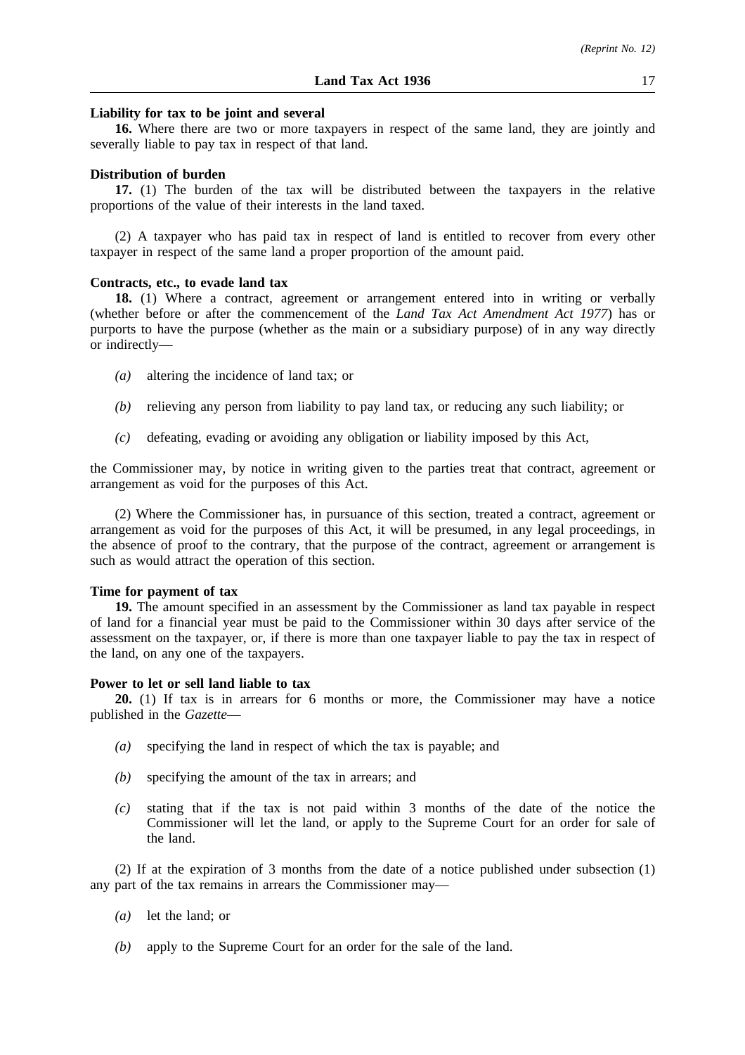**Liability for tax to be joint and several**

**16.** Where there are two or more taxpayers in respect of the same land, they are jointly and severally liable to pay tax in respect of that land.

**Distribution of burden**

**17.** (1) The burden of the tax will be distributed between the taxpayers in the relative proportions of the value of their interests in the land taxed.

(2) A taxpayer who has paid tax in respect of land is entitled to recover from every other taxpayer in respect of the same land a proper proportion of the amount paid.

**Contracts, etc., to evade land tax**

**18.** (1) Where a contract, agreement or arrangement entered into in writing or verbally (whether before or after the commencement of the *Land Tax Act Amendment Act 1977*) has or purports to have the purpose (whether as the main or a subsidiary purpose) of in any way directly or indirectly—

- *(a)* altering the incidence of land tax; or
- *(b)* relieving any person from liability to pay land tax, or reducing any such liability; or
- *(c)* defeating, evading or avoiding any obligation or liability imposed by this Act,

the Commissioner may, by notice in writing given to the parties treat that contract, agreement or arrangement as void for the purposes of this Act.

(2) Where the Commissioner has, in pursuance of this section, treated a contract, agreement or arrangement as void for the purposes of this Act, it will be presumed, in any legal proceedings, in the absence of proof to the contrary, that the purpose of the contract, agreement or arrangement is such as would attract the operation of this section.

**Time for payment of tax**

**19.** The amount specified in an assessment by the Commissioner as land tax payable in respect of land for a financial year must be paid to the Commissioner within 30 days after service of the assessment on the taxpayer, or, if there is more than one taxpayer liable to pay the tax in respect of the land, on any one of the taxpayers.

**Power to let or sell land liable to tax**

**20.** (1) If tax is in arrears for 6 months or more, the Commissioner may have a notice published in the *Gazette*—

- *(a)* specifying the land in respect of which the tax is payable; and
- *(b)* specifying the amount of the tax in arrears; and
- *(c)* stating that if the tax is not paid within 3 months of the date of the notice the Commissioner will let the land, or apply to the Supreme Court for an order for sale of the land.

(2) If at the expiration of 3 months from the date of a notice published under subsection (1) any part of the tax remains in arrears the Commissioner may—

- *(a)* let the land; or
- *(b)* apply to the Supreme Court for an order for the sale of the land.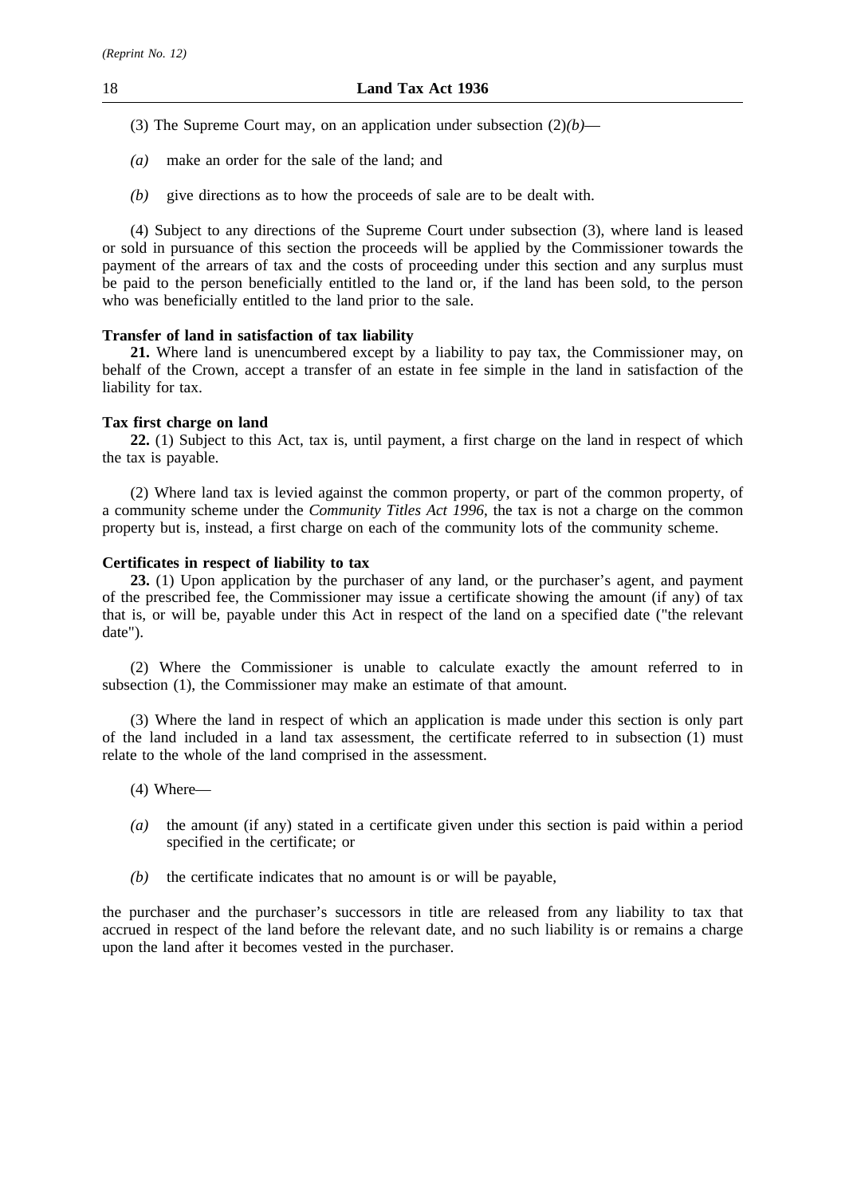(3) The Supreme Court may, on an application under subsection (2)*(b)*—

*(a)* make an order for the sale of the land; and

*(b)* give directions as to how the proceeds of sale are to be dealt with.

(4) Subject to any directions of the Supreme Court under subsection (3), where land is leased or sold in pursuance of this section the proceeds will be applied by the Commissioner towards the payment of the arrears of tax and the costs of proceeding under this section and any surplus must be paid to the person beneficially entitled to the land or, if the land has been sold, to the person who was beneficially entitled to the land prior to the sale.

**Transfer of land in satisfaction of tax liability**

**21.** Where land is unencumbered except by a liability to pay tax, the Commissioner may, on behalf of the Crown, accept a transfer of an estate in fee simple in the land in satisfaction of the liability for tax.

**Tax first charge on land**

**22.** (1) Subject to this Act, tax is, until payment, a first charge on the land in respect of which the tax is payable.

(2) Where land tax is levied against the common property, or part of the common property, of a community scheme under the *Community Titles Act 1996*, the tax is not a charge on the common property but is, instead, a first charge on each of the community lots of the community scheme.

**Certificates in respect of liability to tax**

**23.** (1) Upon application by the purchaser of any land, or the purchaser's agent, and payment of the prescribed fee, the Commissioner may issue a certificate showing the amount (if any) of tax that is, or will be, payable under this Act in respect of the land on a specified date ("the relevant date").

(2) Where the Commissioner is unable to calculate exactly the amount referred to in subsection (1), the Commissioner may make an estimate of that amount.

(3) Where the land in respect of which an application is made under this section is only part of the land included in a land tax assessment, the certificate referred to in subsection (1) must relate to the whole of the land comprised in the assessment.

(4) Where—

*(a)* the amount (if any) stated in a certificate given under this section is paid within a period specified in the certificate; or

*(b)* the certificate indicates that no amount is or will be payable,

the purchaser and the purchaser's successors in title are released from any liability to tax that accrued in respect of the land before the relevant date, and no such liability is or remains a charge upon the land after it becomes vested in the purchaser.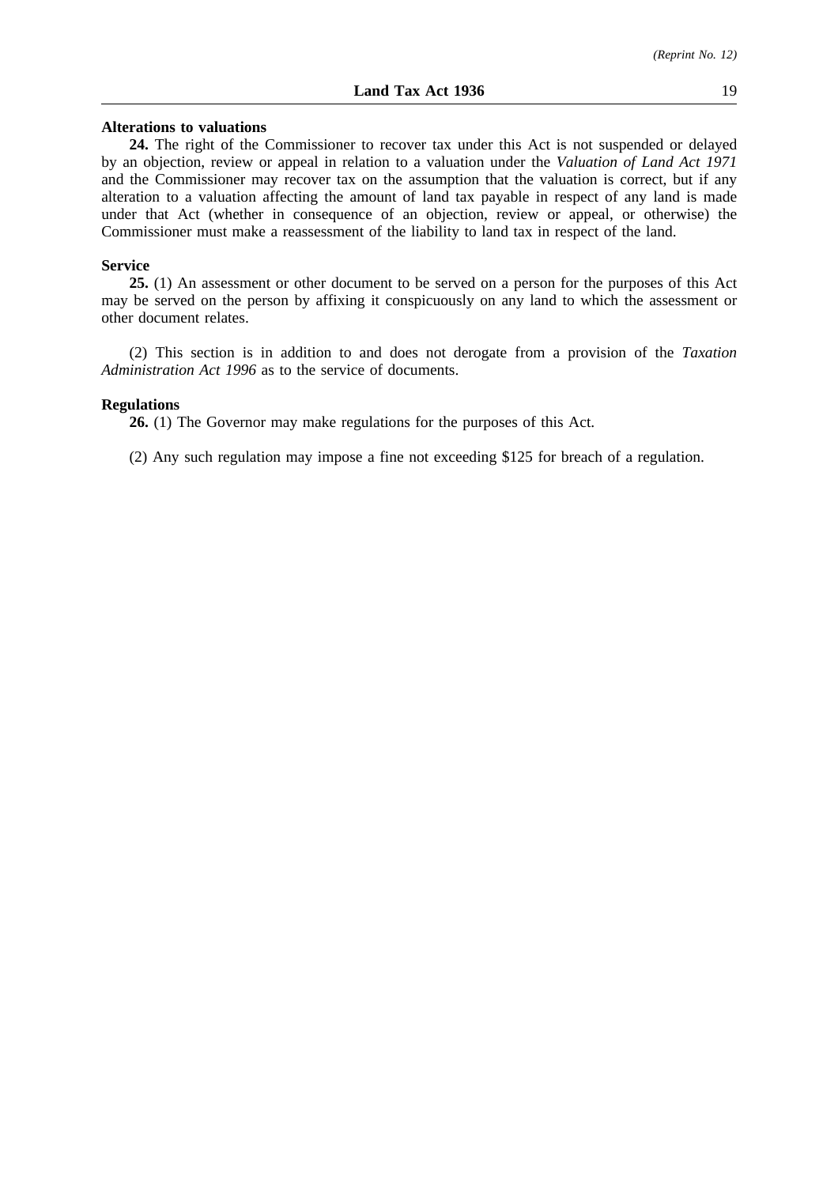**Alterations to valuations**

**24.** The right of the Commissioner to recover tax under this Act is not suspended or delayed by an objection, review or appeal in relation to a valuation under the *Valuation of Land Act 1971* and the Commissioner may recover tax on the assumption that the valuation is correct, but if any alteration to a valuation affecting the amount of land tax payable in respect of any land is made under that Act (whether in consequence of an objection, review or appeal, or otherwise) the Commissioner must make a reassessment of the liability to land tax in respect of the land.

**Service**

**25.** (1) An assessment or other document to be served on a person for the purposes of this Act may be served on the person by affixing it conspicuously on any land to which the assessment or other document relates.

(2) This section is in addition to and does not derogate from a provision of the *Taxation Administration Act 1996* as to the service of documents.

**Regulations**

**26.** (1) The Governor may make regulations for the purposes of this Act.

(2) Any such regulation may impose a fine not exceeding $125 for breach of a regulation.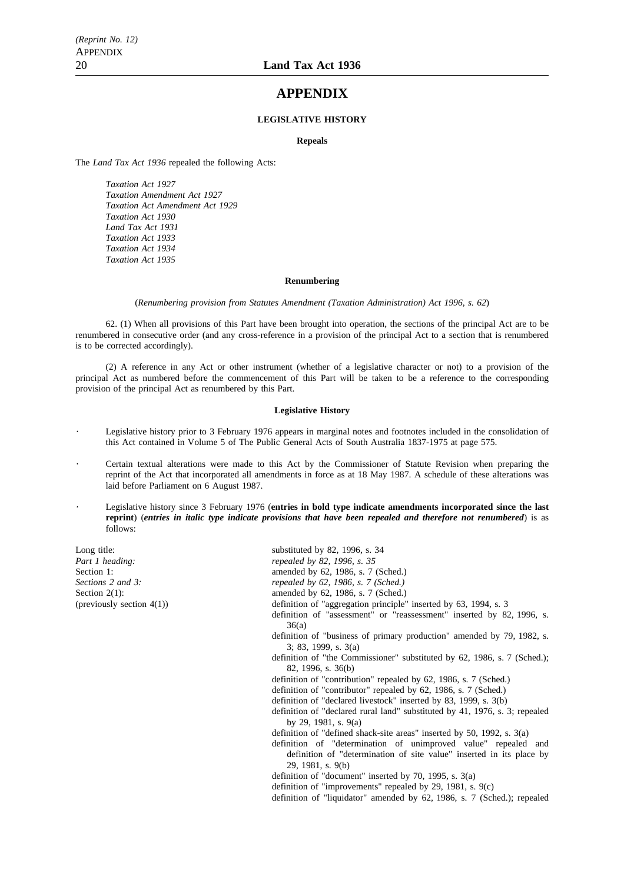# APPENDIX

#### LEGISLATIVE HISTORY

##### Repeals

The *Land Tax Act 1936* repealed the following Acts:

*Taxation Act 1927*
*Taxation Amendment Act 1927*
*Taxation Act Amendment Act 1929*
*Taxation Act 1930*
*Land Tax Act 1931*
*Taxation Act 1933*
*Taxation Act 1934*
*Taxation Act 1935*

##### Renumbering

(*Renumbering provision from Statutes Amendment (Taxation Administration) Act 1996, s. 62*)

62. (1) When all provisions of this Part have been brought into operation, the sections of the principal Act are to be renumbered in consecutive order (and any cross-reference in a provision of the principal Act to a section that is renumbered is to be corrected accordingly).

(2) A reference in any Act or other instrument (whether of a legislative character or not) to a provision of the principal Act as numbered before the commencement of this Part will be taken to be a reference to the corresponding provision of the principal Act as renumbered by this Part.

##### Legislative History

- Legislative history prior to 3 February 1976 appears in marginal notes and footnotes included in the consolidation of this Act contained in Volume 5 of The Public General Acts of South Australia 1837-1975 at page 575.
- Certain textual alterations were made to this Act by the Commissioner of Statute Revision when preparing the reprint of the Act that incorporated all amendments in force as at 18 May 1987. A schedule of these alterations was laid before Parliament on 6 August 1987.
- Legislative history since 3 February 1976 (**entries in bold type indicate amendments incorporated since the last reprint**) (***entries in italic type indicate provisions that have been repealed and therefore not renumbered***) is as follows:

| | |
|---|---|
| Long title: | substituted by 82, 1996, s. 34 |
| *Part 1 heading:* | *repealed by 82, 1996, s. 35* |
| Section 1: | amended by 62, 1986, s. 7 (Sched.) |
| *Sections 2 and 3:* | *repealed by 62, 1986, s. 7 (Sched.)* |
| Section 2(1): | amended by 62, 1986, s. 7 (Sched.) |
| (previously section 4(1)) | definition of "aggregation principle" inserted by 63, 1994, s. 3 |
| | definition of "assessment" or "reassessment" inserted by 82, 1996, s. 36(a) |
| | definition of "business of primary production" amended by 79, 1982, s. 3; 83, 1999, s. 3(a) |
| | definition of "the Commissioner" substituted by 62, 1986, s. 7 (Sched.); 82, 1996, s. 36(b) |
| | definition of "contribution" repealed by 62, 1986, s. 7 (Sched.) |
| | definition of "contributor" repealed by 62, 1986, s. 7 (Sched.) |
| | definition of "declared livestock" inserted by 83, 1999, s. 3(b) |
| | definition of "declared rural land" substituted by 41, 1976, s. 3; repealed by 29, 1981, s. 9(a) |
| | definition of "defined shack-site areas" inserted by 50, 1992, s. 3(a) |
| | definition of "determination of unimproved value" repealed and definition of "determination of site value" inserted in its place by 29, 1981, s. 9(b) |
| | definition of "document" inserted by 70, 1995, s. 3(a) |
| | definition of "improvements" repealed by 29, 1981, s. 9(c) |
| | definition of "liquidator" amended by 62, 1986, s. 7 (Sched.); repealed |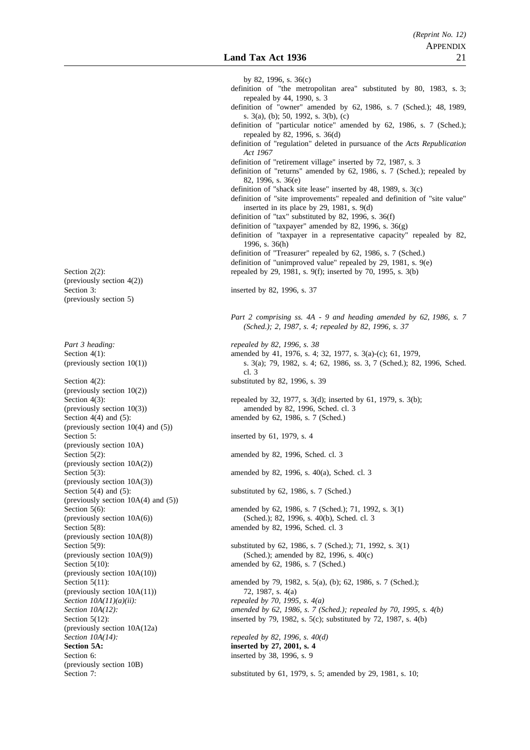by 82, 1996, s. 36(c)

definition of "the metropolitan area" substituted by 80, 1983, s. 3; repealed by 44, 1990, s. 3

definition of "owner" amended by 62, 1986, s. 7 (Sched.); 48, 1989, s. 3(a), (b); 50, 1992, s. 3(b), (c)

definition of "particular notice" amended by 62, 1986, s. 7 (Sched.); repealed by 82, 1996, s. 36(d)

definition of "regulation" deleted in pursuance of the *Acts Republication Act 1967*

definition of "retirement village" inserted by 72, 1987, s. 3

definition of "returns" amended by 62, 1986, s. 7 (Sched.); repealed by 82, 1996, s. 36(e)

definition of "shack site lease" inserted by 48, 1989, s. 3(c)

definition of "site improvements" repealed and definition of "site value" inserted in its place by 29, 1981, s. 9(d)

definition of "tax" substituted by 82, 1996, s. 36(f)

definition of "taxpayer" amended by 82, 1996, s. 36(g)

definition of "taxpayer in a representative capacity" repealed by 82, 1996, s. 36(h)

definition of "Treasurer" repealed by 62, 1986, s. 7 (Sched.)

definition of "unimproved value" repealed by 29, 1981, s. 9(e)

| | |
|---|---|
| Section 2(2): (previously section 4(2)) | repealed by 29, 1981, s. 9(f); inserted by 70, 1995, s. 3(b) |
| Section 3: (previously section 5) | inserted by 82, 1996, s. 37 |
| | *Part 2 comprising ss. 4A - 9 and heading amended by 62, 1986, s. 7 (Sched.); 2, 1987, s. 4; repealed by 82, 1996, s. 37* |
| *Part 3 heading:* | *repealed by 82, 1996, s. 38* |
| Section 4(1): (previously section 10(1)) | amended by 41, 1976, s. 4; 32, 1977, s. 3(a)-(c); 61, 1979, s. 3(a); 79, 1982, s. 4; 62, 1986, ss. 3, 7 (Sched.); 82, 1996, Sched. cl. 3 |
| Section 4(2): (previously section 10(2)) | substituted by 82, 1996, s. 39 |
| Section 4(3): (previously section 10(3)) | repealed by 32, 1977, s. 3(d); inserted by 61, 1979, s. 3(b); amended by 82, 1996, Sched. cl. 3 |
| Section 4(4) and (5): (previously section 10(4) and (5)) | amended by 62, 1986, s. 7 (Sched.) |
| Section 5: (previously section 10A) | inserted by 61, 1979, s. 4 |
| Section 5(2): (previously section 10A(2)) | amended by 82, 1996, Sched. cl. 3 |
| Section 5(3): (previously section 10A(3)) | amended by 82, 1996, s. 40(a), Sched. cl. 3 |
| Section 5(4) and (5): (previously section 10A(4) and (5)) | substituted by 62, 1986, s. 7 (Sched.) |
| Section 5(6): (previously section 10A(6)) | amended by 62, 1986, s. 7 (Sched.); 71, 1992, s. 3(1) (Sched.); 82, 1996, s. 40(b), Sched. cl. 3 |
| Section 5(8): (previously section 10A(8)) | amended by 82, 1996, Sched. cl. 3 |
| Section 5(9): (previously section 10A(9)) | substituted by 62, 1986, s. 7 (Sched.); 71, 1992, s. 3(1) (Sched.); amended by 82, 1996, s. 40(c) |
| Section 5(10): (previously section 10A(10)) | amended by 62, 1986, s. 7 (Sched.) |
| Section 5(11): (previously section 10A(11)) | amended by 79, 1982, s. 5(a), (b); 62, 1986, s. 7 (Sched.); 72, 1987, s. 4(a) |
| *Section 10A(11)(a)(ii):* | *repealed by 70, 1995, s. 4(a)* |
| *Section 10A(12):* | *amended by 62, 1986, s. 7 (Sched.); repealed by 70, 1995, s. 4(b)* |
| Section 5(12): (previously section 10A(12a) | inserted by 79, 1982, s. 5(c); substituted by 72, 1987, s. 4(b) |
| *Section 10A(14):* | *repealed by 82, 1996, s. 40(d)* |
| **Section 5A:** | **inserted by 27, 2001, s. 4** |
| Section 6: (previously section 10B) | inserted by 38, 1996, s. 9 |
| Section 7: | substituted by 61, 1979, s. 5; amended by 29, 1981, s. 10; |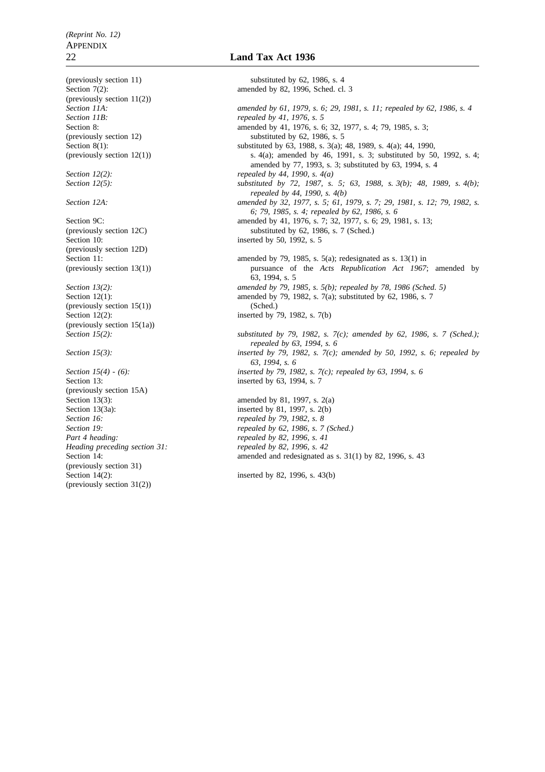(previously section 11) substituted by 62, 1986, s. 4

Section 7(2): amended by 82, 1996, Sched. cl. 3
(previously section 11(2))

*Section 11A: amended by 61, 1979, s. 6; 29, 1981, s. 11; repealed by 62, 1986, s. 4*

*Section 11B: repealed by 41, 1976, s. 5*

Section 8: amended by 41, 1976, s. 6; 32, 1977, s. 4; 79, 1985, s. 3;
(previously section 12) substituted by 62, 1986, s. 5

Section 8(1): substituted by 63, 1988, s. 3(a); 48, 1989, s. 4(a); 44, 1990,
(previously section 12(1)) s. 4(a); amended by 46, 1991, s. 3; substituted by 50, 1992, s. 4; amended by 77, 1993, s. 3; substituted by 63, 1994, s. 4

*Section 12(2): repealed by 44, 1990, s. 4(a)*

*Section 12(5): substituted by 72, 1987, s. 5; 63, 1988, s. 3(b); 48, 1989, s. 4(b); repealed by 44, 1990, s. 4(b)*

*Section 12A: amended by 32, 1977, s. 5; 61, 1979, s. 7; 29, 1981, s. 12; 79, 1982, s. 6; 79, 1985, s. 4; repealed by 62, 1986, s. 6*

Section 9C: amended by 41, 1976, s. 7; 32, 1977, s. 6; 29, 1981, s. 13;
(previously section 12C) substituted by 62, 1986, s. 7 (Sched.)

Section 10: inserted by 50, 1992, s. 5
(previously section 12D)

Section 11: amended by 79, 1985, s. 5(a); redesignated as s. 13(1) in
(previously section 13(1)) pursuance of the *Acts Republication Act 1967*; amended by 63, 1994, s. 5

*Section 13(2): amended by 79, 1985, s. 5(b); repealed by 78, 1986 (Sched. 5)*

Section 12(1): amended by 79, 1982, s. 7(a); substituted by 62, 1986, s. 7
(previously section 15(1)) (Sched.)

Section 12(2): inserted by 79, 1982, s. 7(b)
(previously section 15(1a))

*Section 15(2): substituted by 79, 1982, s. 7(c); amended by 62, 1986, s. 7 (Sched.); repealed by 63, 1994, s. 6*

*Section 15(3): inserted by 79, 1982, s. 7(c); amended by 50, 1992, s. 6; repealed by 63, 1994, s. 6*

*Section 15(4) - (6): inserted by 79, 1982, s. 7(c); repealed by 63, 1994, s. 6*

Section 13: inserted by 63, 1994, s. 7
(previously section 15A)

Section 13(3): amended by 81, 1997, s. 2(a)

Section 13(3a): inserted by 81, 1997, s. 2(b)

*Section 16: repealed by 79, 1982, s. 8*

*Section 19: repealed by 62, 1986, s. 7 (Sched.)*

*Part 4 heading: repealed by 82, 1996, s. 41*

*Heading preceding section 31: repealed by 82, 1996, s. 42*

Section 14: amended and redesignated as s. 31(1) by 82, 1996, s. 43
(previously section 31)

Section 14(2): inserted by 82, 1996, s. 43(b)
(previously section 31(2))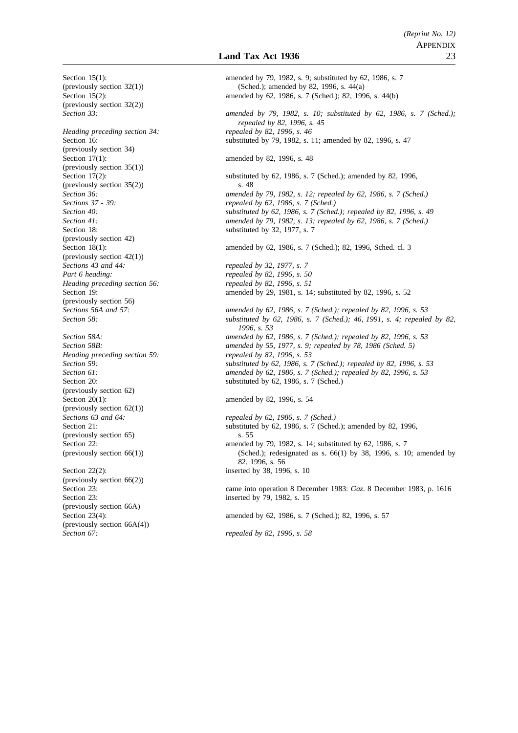| | |
|---|---|
| Section 15(1): (previously section 32(1)) | amended by 79, 1982, s. 9; substituted by 62, 1986, s. 7 (Sched.); amended by 82, 1996, s. 44(a) |
| Section 15(2): (previously section 32(2)) | amended by 62, 1986, s. 7 (Sched.); 82, 1996, s. 44(b) |
| *Section 33:* | *amended by 79, 1982, s. 10; substituted by 62, 1986, s. 7 (Sched.); repealed by 82, 1996, s. 45* |
| *Heading preceding section 34:* | *repealed by 82, 1996, s. 46* |
| Section 16: (previously section 34) | substituted by 79, 1982, s. 11; amended by 82, 1996, s. 47 |
| Section 17(1): (previously section 35(1)) | amended by 82, 1996, s. 48 |
| Section 17(2): (previously section 35(2)) | substituted by 62, 1986, s. 7 (Sched.); amended by 82, 1996, s. 48 |
| *Section 36:* | *amended by 79, 1982, s. 12; repealed by 62, 1986, s. 7 (Sched.)* |
| *Sections 37 - 39:* | *repealed by 62, 1986, s. 7 (Sched.)* |
| *Section 40:* | *substituted by 62, 1986, s. 7 (Sched.); repealed by 82, 1996, s. 49* |
| *Section 41:* | *amended by 79, 1982, s. 13; repealed by 62, 1986, s. 7 (Sched.)* |
| Section 18: (previously section 42) | substituted by 32, 1977, s. 7 |
| Section 18(1): (previously section 42(1)) | amended by 62, 1986, s. 7 (Sched.); 82, 1996, Sched. cl. 3 |
| *Sections 43 and 44:* | *repealed by 32, 1977, s. 7* |
| *Part 6 heading:* | *repealed by 82, 1996, s. 50* |
| *Heading preceding section 56:* | *repealed by 82, 1996, s. 51* |
| Section 19: (previously section 56) | amended by 29, 1981, s. 14; substituted by 82, 1996, s. 52 |
| *Sections 56A and 57:* | *amended by 62, 1986, s. 7 (Sched.); repealed by 82, 1996, s. 53* |
| *Section 58:* | *substituted by 62, 1986, s. 7 (Sched.); 46, 1991, s. 4; repealed by 82, 1996, s. 53* |
| *Section 58A:* | *amended by 62, 1986, s. 7 (Sched.); repealed by 82, 1996, s. 53* |
| *Section 58B:* | *amended by 55, 1977, s. 9; repealed by 78, 1986 (Sched. 5)* |
| *Heading preceding section 59:* | *repealed by 82, 1996, s. 53* |
| *Section 59:* | *substituted by 62, 1986, s. 7 (Sched.); repealed by 82, 1996, s. 53* |
| *Section 61:* | *amended by 62, 1986, s. 7 (Sched.); repealed by 82, 1996, s. 53* |
| Section 20: (previously section 62) | substituted by 62, 1986, s. 7 (Sched.) |
| Section 20(1): (previously section 62(1)) | amended by 82, 1996, s. 54 |
| *Sections 63 and 64:* | *repealed by 62, 1986, s. 7 (Sched.)* |
| Section 21: (previously section 65) | substituted by 62, 1986, s. 7 (Sched.); amended by 82, 1996, s. 55 |
| Section 22: (previously section 66(1)) | amended by 79, 1982, s. 14; substituted by 62, 1986, s. 7 (Sched.); redesignated as s. 66(1) by 38, 1996, s. 10; amended by 82, 1996, s. 56 |
| Section 22(2): (previously section 66(2)) | inserted by 38, 1996, s. 10 |
| Section 23: | came into operation 8 December 1983: *Gaz*. 8 December 1983, p. 1616 |
| Section 23: (previously section 66A) | inserted by 79, 1982, s. 15 |
| Section 23(4): (previously section 66A(4)) | amended by 62, 1986, s. 7 (Sched.); 82, 1996, s. 57 |
| *Section 67:* | *repealed by 82, 1996, s. 58* |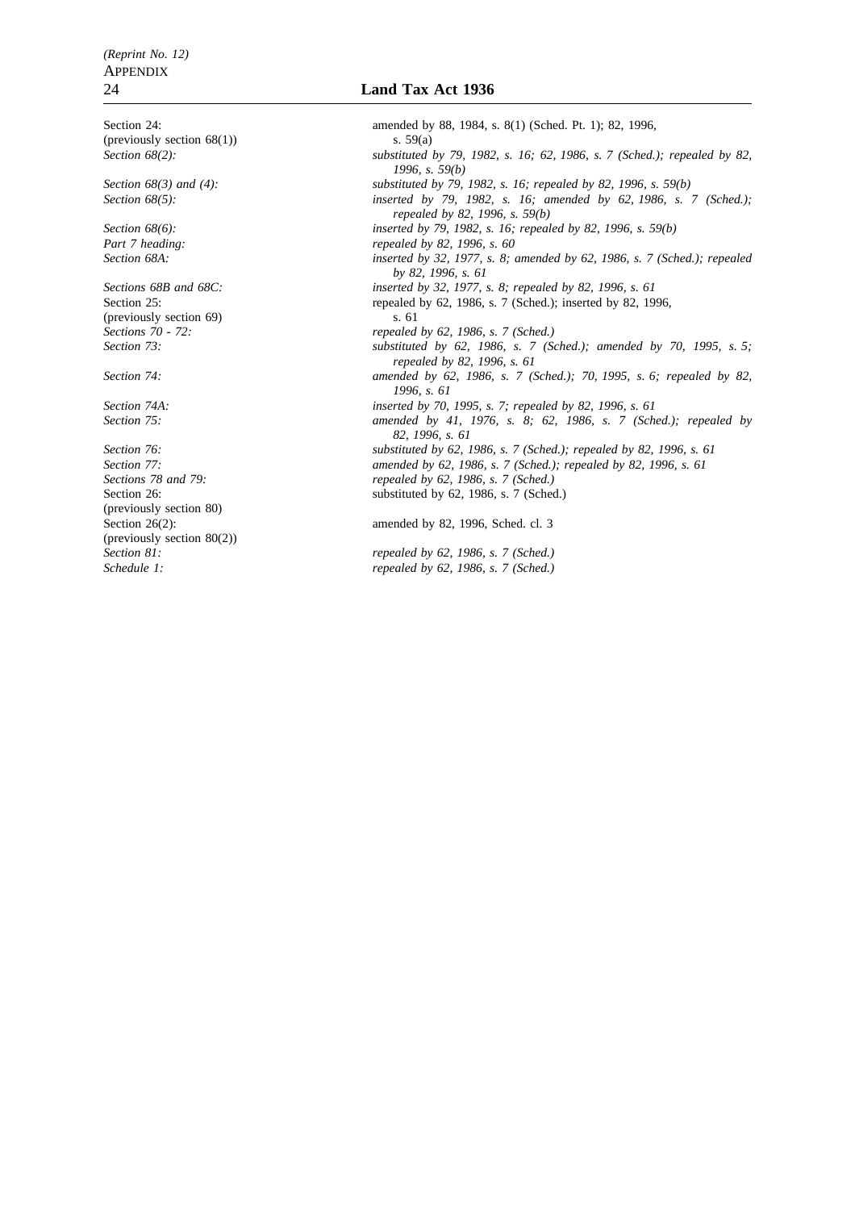| | |
|---|---|
| Section 24: (previously section 68(1)) | amended by 88, 1984, s. 8(1) (Sched. Pt. 1); 82, 1996, s. 59(a) |
| *Section 68(2):* | *substituted by 79, 1982, s. 16; 62, 1986, s. 7 (Sched.); repealed by 82, 1996, s. 59(b)* |
| *Section 68(3) and (4):* | *substituted by 79, 1982, s. 16; repealed by 82, 1996, s. 59(b)* |
| *Section 68(5):* | *inserted by 79, 1982, s. 16; amended by 62, 1986, s. 7 (Sched.); repealed by 82, 1996, s. 59(b)* |
| *Section 68(6):* | *inserted by 79, 1982, s. 16; repealed by 82, 1996, s. 59(b)* |
| *Part 7 heading:* | *repealed by 82, 1996, s. 60* |
| *Section 68A:* | *inserted by 32, 1977, s. 8; amended by 62, 1986, s. 7 (Sched.); repealed by 82, 1996, s. 61* |
| *Sections 68B and 68C:* | *inserted by 32, 1977, s. 8; repealed by 82, 1996, s. 61* |
| Section 25: (previously section 69) | repealed by 62, 1986, s. 7 (Sched.); inserted by 82, 1996, s. 61 |
| *Sections 70 - 72:* | *repealed by 62, 1986, s. 7 (Sched.)* |
| *Section 73:* | *substituted by 62, 1986, s. 7 (Sched.); amended by 70, 1995, s. 5; repealed by 82, 1996, s. 61* |
| *Section 74:* | *amended by 62, 1986, s. 7 (Sched.); 70, 1995, s. 6; repealed by 82, 1996, s. 61* |
| *Section 74A:* | *inserted by 70, 1995, s. 7; repealed by 82, 1996, s. 61* |
| *Section 75:* | *amended by 41, 1976, s. 8; 62, 1986, s. 7 (Sched.); repealed by 82, 1996, s. 61* |
| *Section 76:* | *substituted by 62, 1986, s. 7 (Sched.); repealed by 82, 1996, s. 61* |
| *Section 77:* | *amended by 62, 1986, s. 7 (Sched.); repealed by 82, 1996, s. 61* |
| *Sections 78 and 79:* | *repealed by 62, 1986, s. 7 (Sched.)* |
| Section 26: (previously section 80) | substituted by 62, 1986, s. 7 (Sched.) |
| Section 26(2): (previously section 80(2)) | amended by 82, 1996, Sched. cl. 3 |
| *Section 81:* | *repealed by 62, 1986, s. 7 (Sched.)* |
| *Schedule 1:* | *repealed by 62, 1986, s. 7 (Sched.)* |